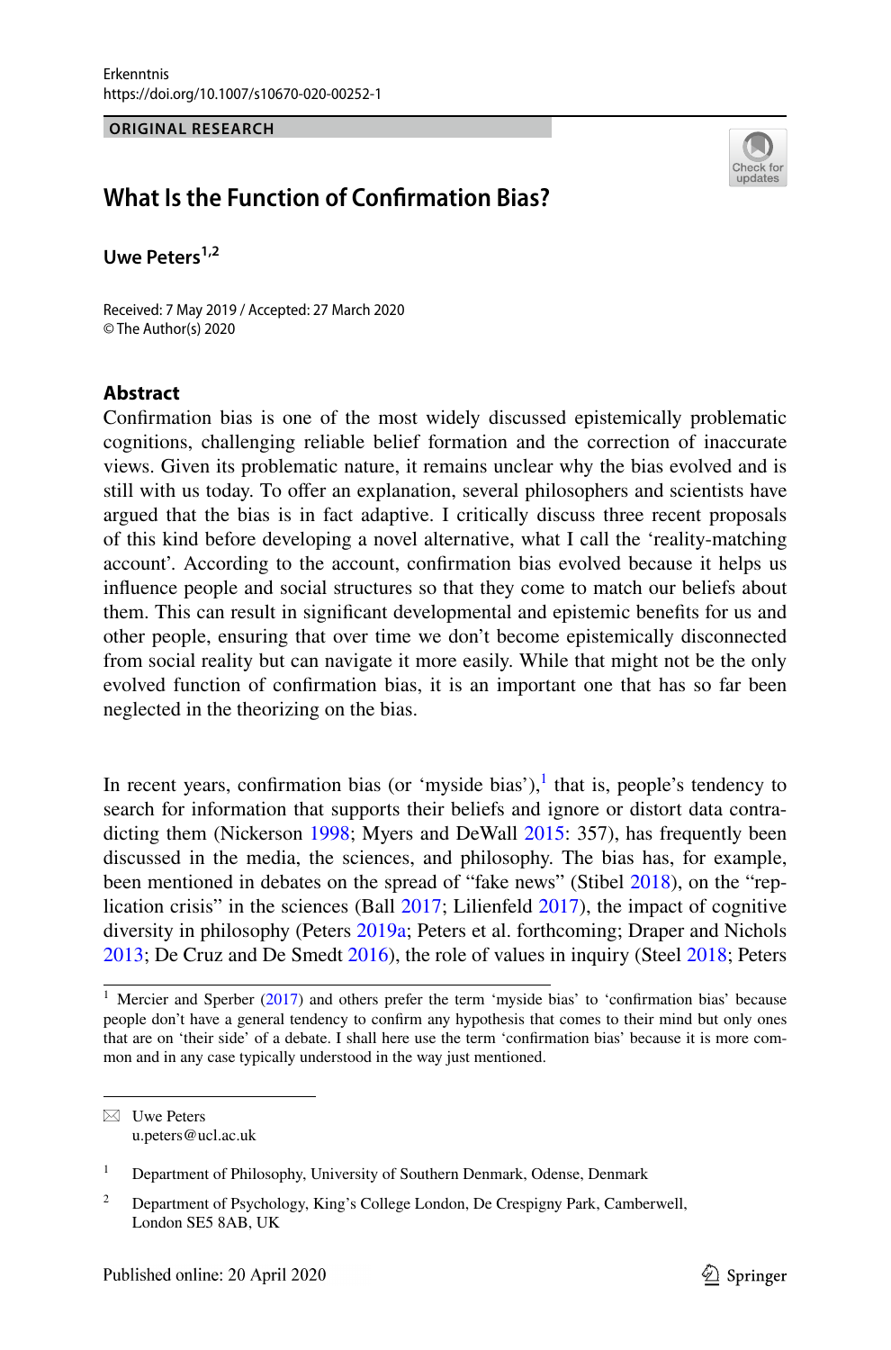ORIGINAL RESEARCH

# What Is the Function of Confirmation Bias?

**Uwe Peters**[1,2]

Received: 7 May 2019 / Accepted: 27 March 2020
© The Author(s) 2020

## Abstract

Confirmation bias is one of the most widely discussed epistemically problematic cognitions, challenging reliable belief formation and the correction of inaccurate views. Given its problematic nature, it remains unclear why the bias evolved and is still with us today. To offer an explanation, several philosophers and scientists have argued that the bias is in fact adaptive. I critically discuss three recent proposals of this kind before developing a novel alternative, what I call the 'reality-matching account'. According to the account, confirmation bias evolved because it helps us influence people and social structures so that they come to match our beliefs about them. This can result in significant developmental and epistemic benefits for us and other people, ensuring that over time we don't become epistemically disconnected from social reality but can navigate it more easily. While that might not be the only evolved function of confirmation bias, it is an important one that has so far been neglected in the theorizing on the bias.

In recent years, confirmation bias (or 'myside bias'),[1] that is, people's tendency to search for information that supports their beliefs and ignore or distort data contradicting them (Nickerson 1998; Myers and DeWall 2015: 357), has frequently been discussed in the media, the sciences, and philosophy. The bias has, for example, been mentioned in debates on the spread of "fake news" (Stibel 2018), on the "replication crisis" in the sciences (Ball 2017; Lilienfeld 2017), the impact of cognitive diversity in philosophy (Peters 2019a; Peters et al. forthcoming; Draper and Nichols 2013; De Cruz and De Smedt 2016), the role of values in inquiry (Steel 2018; Peters

[1] Mercier and Sperber (2017) and others prefer the term 'myside bias' to 'confirmation bias' because people don't have a general tendency to confirm any hypothesis that comes to their mind but only ones that are on 'their side' of a debate. I shall here use the term 'confirmation bias' because it is more common and in any case typically understood in the way just mentioned.

Uwe Peters
u.peters@ucl.ac.uk

[1] Department of Philosophy, University of Southern Denmark, Odense, Denmark

[2] Department of Psychology, King's College London, De Crespigny Park, Camberwell, London SE5 8AB, UK

Published online: 20 April 2020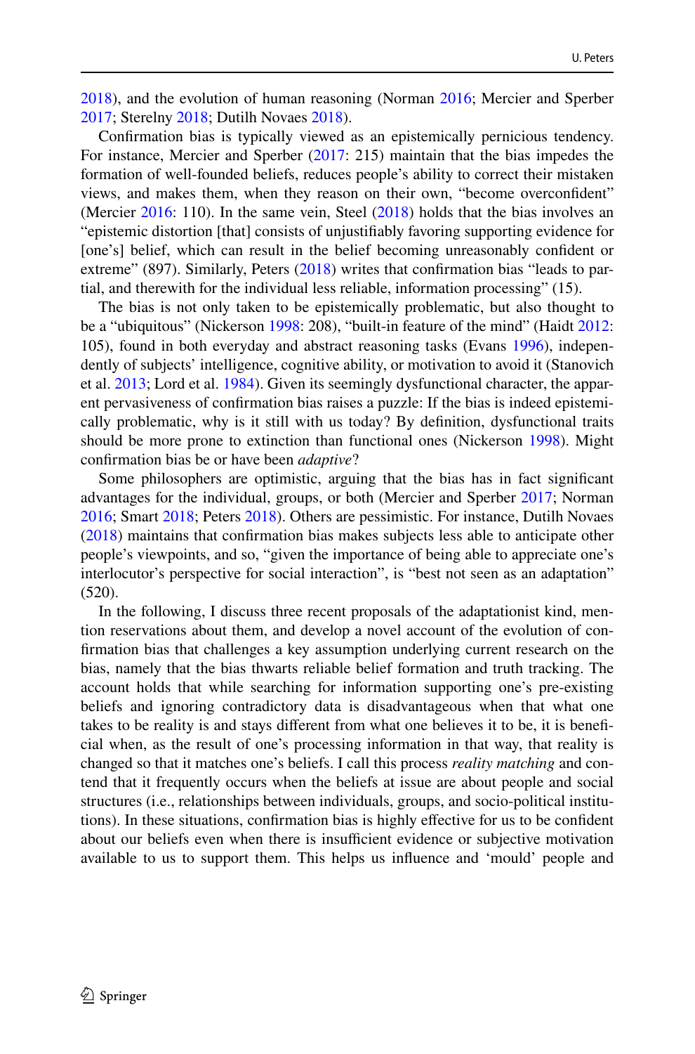2018), and the evolution of human reasoning (Norman 2016; Mercier and Sperber 2017; Sterelny 2018; Dutilh Novaes 2018).

Confirmation bias is typically viewed as an epistemically pernicious tendency. For instance, Mercier and Sperber (2017: 215) maintain that the bias impedes the formation of well-founded beliefs, reduces people's ability to correct their mistaken views, and makes them, when they reason on their own, "become overconfident" (Mercier 2016: 110). In the same vein, Steel (2018) holds that the bias involves an "epistemic distortion [that] consists of unjustifiably favoring supporting evidence for [one's] belief, which can result in the belief becoming unreasonably confident or extreme" (897). Similarly, Peters (2018) writes that confirmation bias "leads to partial, and therewith for the individual less reliable, information processing" (15).

The bias is not only taken to be epistemically problematic, but also thought to be a "ubiquitous" (Nickerson 1998: 208), "built-in feature of the mind" (Haidt 2012: 105), found in both everyday and abstract reasoning tasks (Evans 1996), independently of subjects' intelligence, cognitive ability, or motivation to avoid it (Stanovich et al. 2013; Lord et al. 1984). Given its seemingly dysfunctional character, the apparent pervasiveness of confirmation bias raises a puzzle: If the bias is indeed epistemically problematic, why is it still with us today? By definition, dysfunctional traits should be more prone to extinction than functional ones (Nickerson 1998). Might confirmation bias be or have been *adaptive*?

Some philosophers are optimistic, arguing that the bias has in fact significant advantages for the individual, groups, or both (Mercier and Sperber 2017; Norman 2016; Smart 2018; Peters 2018). Others are pessimistic. For instance, Dutilh Novaes (2018) maintains that confirmation bias makes subjects less able to anticipate other people's viewpoints, and so, "given the importance of being able to appreciate one's interlocutor's perspective for social interaction", is "best not seen as an adaptation" (520).

In the following, I discuss three recent proposals of the adaptationist kind, mention reservations about them, and develop a novel account of the evolution of confirmation bias that challenges a key assumption underlying current research on the bias, namely that the bias thwarts reliable belief formation and truth tracking. The account holds that while searching for information supporting one's pre-existing beliefs and ignoring contradictory data is disadvantageous when that what one takes to be reality is and stays different from what one believes it to be, it is beneficial when, as the result of one's processing information in that way, that reality is changed so that it matches one's beliefs. I call this process *reality matching* and contend that it frequently occurs when the beliefs at issue are about people and social structures (i.e., relationships between individuals, groups, and socio-political institutions). In these situations, confirmation bias is highly effective for us to be confident about our beliefs even when there is insufficient evidence or subjective motivation available to us to support them. This helps us influence and 'mould' people and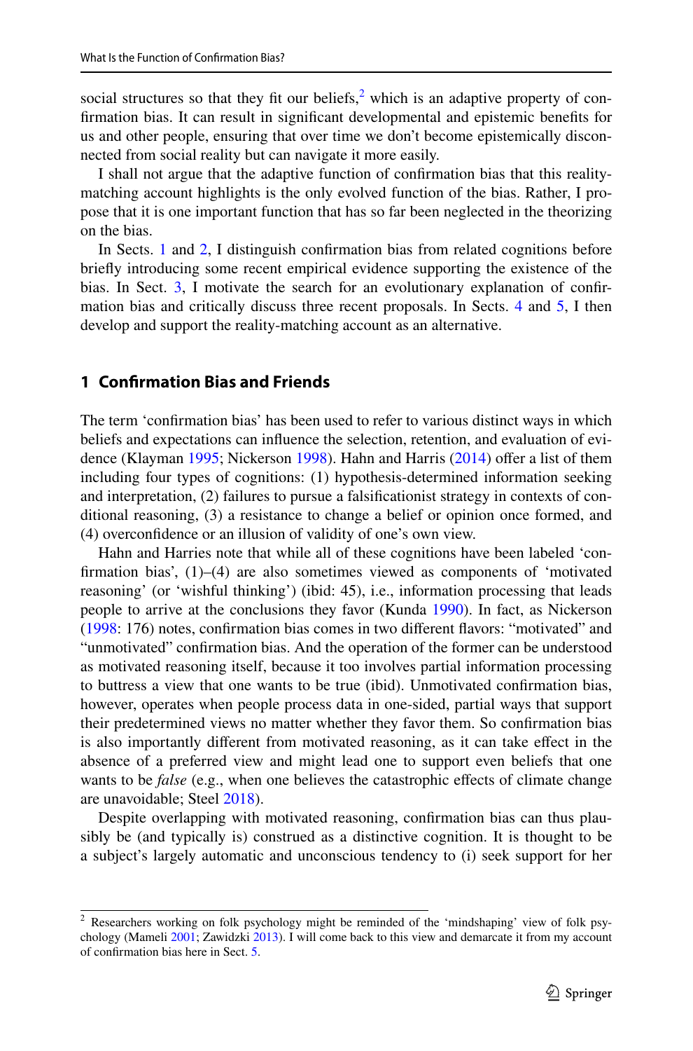social structures so that they fit our beliefs,[2] which is an adaptive property of confirmation bias. It can result in significant developmental and epistemic benefits for us and other people, ensuring that over time we don't become epistemically disconnected from social reality but can navigate it more easily.

I shall not argue that the adaptive function of confirmation bias that this reality-matching account highlights is the only evolved function of the bias. Rather, I propose that it is one important function that has so far been neglected in the theorizing on the bias.

In Sects. 1 and 2, I distinguish confirmation bias from related cognitions before briefly introducing some recent empirical evidence supporting the existence of the bias. In Sect. 3, I motivate the search for an evolutionary explanation of confirmation bias and critically discuss three recent proposals. In Sects. 4 and 5, I then develop and support the reality-matching account as an alternative.

## 1 Confirmation Bias and Friends

The term 'confirmation bias' has been used to refer to various distinct ways in which beliefs and expectations can influence the selection, retention, and evaluation of evidence (Klayman 1995; Nickerson 1998). Hahn and Harris (2014) offer a list of them including four types of cognitions: (1) hypothesis-determined information seeking and interpretation, (2) failures to pursue a falsificationist strategy in contexts of conditional reasoning, (3) a resistance to change a belief or opinion once formed, and (4) overconfidence or an illusion of validity of one's own view.

Hahn and Harries note that while all of these cognitions have been labeled 'confirmation bias', (1)–(4) are also sometimes viewed as components of 'motivated reasoning' (or 'wishful thinking') (ibid: 45), i.e., information processing that leads people to arrive at the conclusions they favor (Kunda 1990). In fact, as Nickerson (1998: 176) notes, confirmation bias comes in two different flavors: "motivated" and "unmotivated" confirmation bias. And the operation of the former can be understood as motivated reasoning itself, because it too involves partial information processing to buttress a view that one wants to be true (ibid). Unmotivated confirmation bias, however, operates when people process data in one-sided, partial ways that support their predetermined views no matter whether they favor them. So confirmation bias is also importantly different from motivated reasoning, as it can take effect in the absence of a preferred view and might lead one to support even beliefs that one wants to be *false* (e.g., when one believes the catastrophic effects of climate change are unavoidable; Steel 2018).

Despite overlapping with motivated reasoning, confirmation bias can thus plausibly be (and typically is) construed as a distinctive cognition. It is thought to be a subject's largely automatic and unconscious tendency to (i) seek support for her

[2] Researchers working on folk psychology might be reminded of the 'mindshaping' view of folk psychology (Mameli 2001; Zawidzki 2013). I will come back to this view and demarcate it from my account of confirmation bias here in Sect. 5.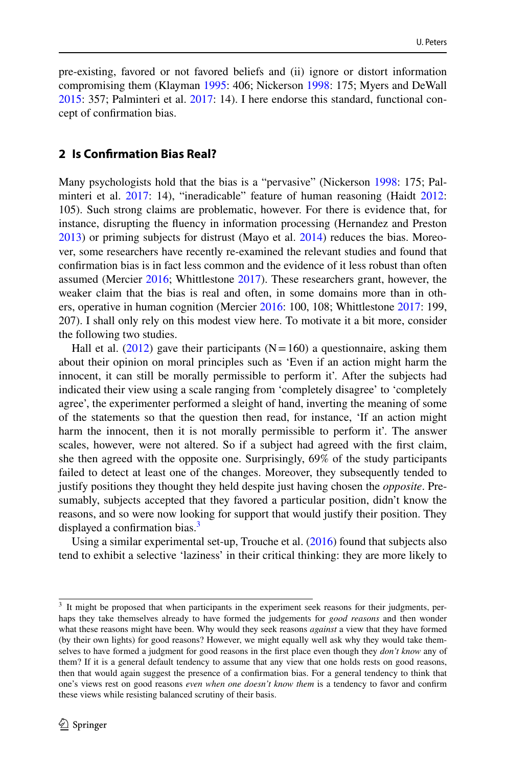pre-existing, favored or not favored beliefs and (ii) ignore or distort information compromising them (Klayman 1995: 406; Nickerson 1998: 175; Myers and DeWall 2015: 357; Palminteri et al. 2017: 14). I here endorse this standard, functional concept of confirmation bias.

## 2 Is Confirmation Bias Real?

Many psychologists hold that the bias is a "pervasive" (Nickerson 1998: 175; Palminteri et al. 2017: 14), "ineradicable" feature of human reasoning (Haidt 2012: 105). Such strong claims are problematic, however. For there is evidence that, for instance, disrupting the fluency in information processing (Hernandez and Preston 2013) or priming subjects for distrust (Mayo et al. 2014) reduces the bias. Moreover, some researchers have recently re-examined the relevant studies and found that confirmation bias is in fact less common and the evidence of it less robust than often assumed (Mercier 2016; Whittlestone 2017). These researchers grant, however, the weaker claim that the bias is real and often, in some domains more than in others, operative in human cognition (Mercier 2016: 100, 108; Whittlestone 2017: 199, 207). I shall only rely on this modest view here. To motivate it a bit more, consider the following two studies.

Hall et al. (2012) gave their participants (N = 160) a questionnaire, asking them about their opinion on moral principles such as 'Even if an action might harm the innocent, it can still be morally permissible to perform it'. After the subjects had indicated their view using a scale ranging from 'completely disagree' to 'completely agree', the experimenter performed a sleight of hand, inverting the meaning of some of the statements so that the question then read, for instance, 'If an action might harm the innocent, then it is not morally permissible to perform it'. The answer scales, however, were not altered. So if a subject had agreed with the first claim, she then agreed with the opposite one. Surprisingly, 69% of the study participants failed to detect at least one of the changes. Moreover, they subsequently tended to justify positions they thought they held despite just having chosen the *opposite*. Presumably, subjects accepted that they favored a particular position, didn't know the reasons, and so were now looking for support that would justify their position. They displayed a confirmation bias.[3]

Using a similar experimental set-up, Trouche et al. (2016) found that subjects also tend to exhibit a selective 'laziness' in their critical thinking: they are more likely to

[3] It might be proposed that when participants in the experiment seek reasons for their judgments, perhaps they take themselves already to have formed the judgements for *good reasons* and then wonder what these reasons might have been. Why would they seek reasons *against* a view that they have formed (by their own lights) for good reasons? However, we might equally well ask why they would take themselves to have formed a judgment for good reasons in the first place even though they *don't know* any of them? If it is a general default tendency to assume that any view that one holds rests on good reasons, then that would again suggest the presence of a confirmation bias. For a general tendency to think that one's views rest on good reasons *even when one doesn't know them* is a tendency to favor and confirm these views while resisting balanced scrutiny of their basis.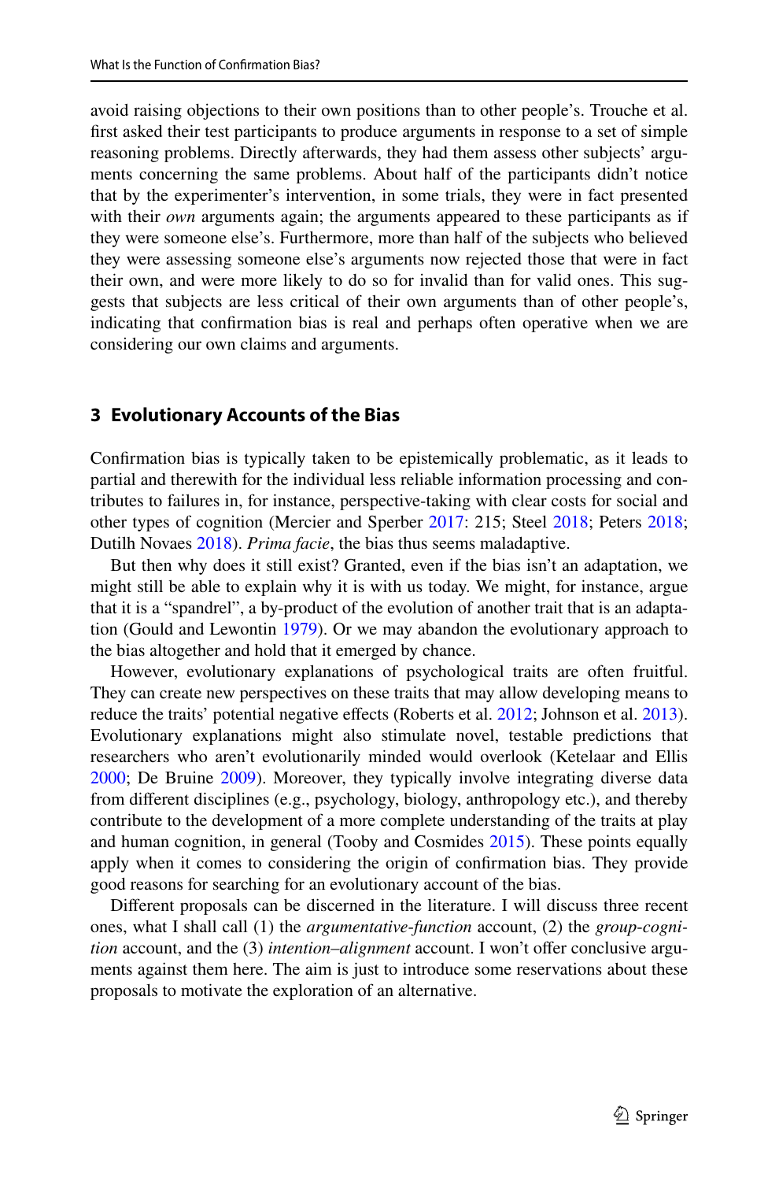avoid raising objections to their own positions than to other people's. Trouche et al. first asked their test participants to produce arguments in response to a set of simple reasoning problems. Directly afterwards, they had them assess other subjects' arguments concerning the same problems. About half of the participants didn't notice that by the experimenter's intervention, in some trials, they were in fact presented with their *own* arguments again; the arguments appeared to these participants as if they were someone else's. Furthermore, more than half of the subjects who believed they were assessing someone else's arguments now rejected those that were in fact their own, and were more likely to do so for invalid than for valid ones. This suggests that subjects are less critical of their own arguments than of other people's, indicating that confirmation bias is real and perhaps often operative when we are considering our own claims and arguments.

## 3 Evolutionary Accounts of the Bias

Confirmation bias is typically taken to be epistemically problematic, as it leads to partial and therewith for the individual less reliable information processing and contributes to failures in, for instance, perspective-taking with clear costs for social and other types of cognition (Mercier and Sperber 2017: 215; Steel 2018; Peters 2018; Dutilh Novaes 2018). *Prima facie*, the bias thus seems maladaptive.

But then why does it still exist? Granted, even if the bias isn't an adaptation, we might still be able to explain why it is with us today. We might, for instance, argue that it is a "spandrel", a by-product of the evolution of another trait that is an adaptation (Gould and Lewontin 1979). Or we may abandon the evolutionary approach to the bias altogether and hold that it emerged by chance.

However, evolutionary explanations of psychological traits are often fruitful. They can create new perspectives on these traits that may allow developing means to reduce the traits' potential negative effects (Roberts et al. 2012; Johnson et al. 2013). Evolutionary explanations might also stimulate novel, testable predictions that researchers who aren't evolutionarily minded would overlook (Ketelaar and Ellis 2000; De Bruine 2009). Moreover, they typically involve integrating diverse data from different disciplines (e.g., psychology, biology, anthropology etc.), and thereby contribute to the development of a more complete understanding of the traits at play and human cognition, in general (Tooby and Cosmides 2015). These points equally apply when it comes to considering the origin of confirmation bias. They provide good reasons for searching for an evolutionary account of the bias.

Different proposals can be discerned in the literature. I will discuss three recent ones, what I shall call (1) the *argumentative-function* account, (2) the *group-cognition* account, and the (3) *intention–alignment* account. I won't offer conclusive arguments against them here. The aim is just to introduce some reservations about these proposals to motivate the exploration of an alternative.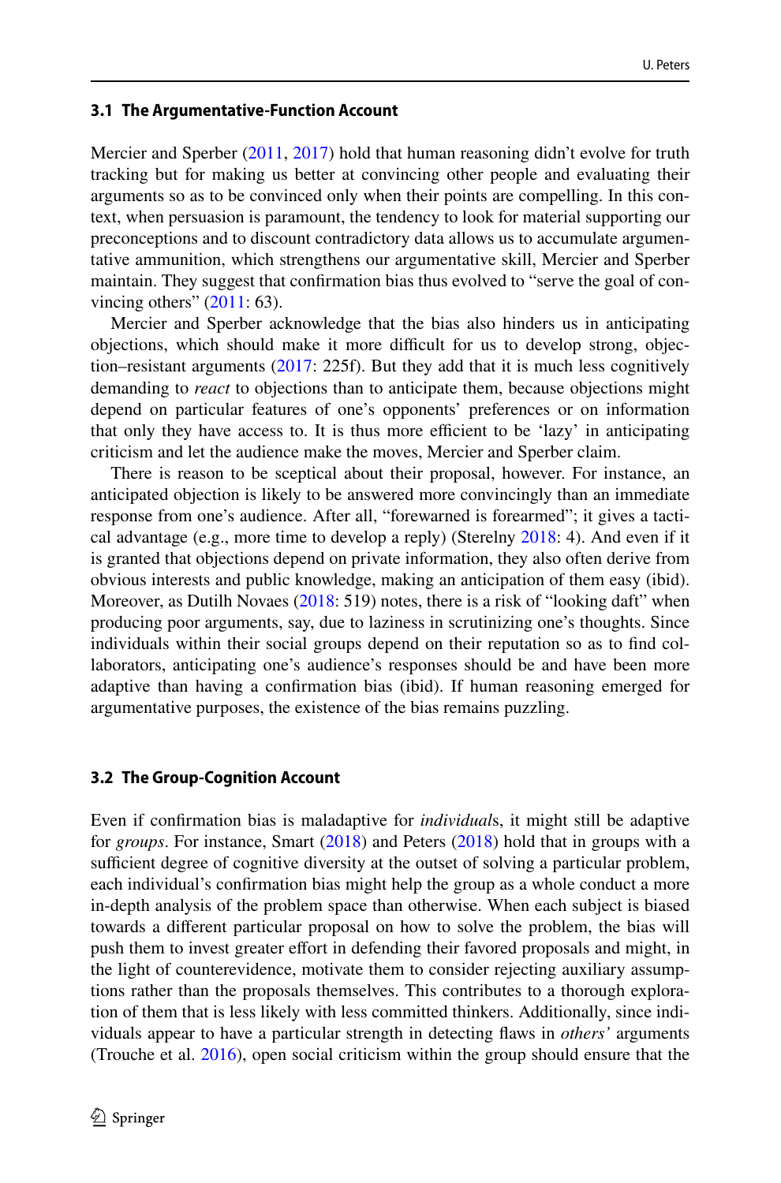### 3.1 The Argumentative-Function Account

Mercier and Sperber (2011, 2017) hold that human reasoning didn't evolve for truth tracking but for making us better at convincing other people and evaluating their arguments so as to be convinced only when their points are compelling. In this context, when persuasion is paramount, the tendency to look for material supporting our preconceptions and to discount contradictory data allows us to accumulate argumentative ammunition, which strengthens our argumentative skill, Mercier and Sperber maintain. They suggest that confirmation bias thus evolved to "serve the goal of convincing others" (2011: 63).

Mercier and Sperber acknowledge that the bias also hinders us in anticipating objections, which should make it more difficult for us to develop strong, objection–resistant arguments (2017: 225f). But they add that it is much less cognitively demanding to *react* to objections than to anticipate them, because objections might depend on particular features of one's opponents' preferences or on information that only they have access to. It is thus more efficient to be 'lazy' in anticipating criticism and let the audience make the moves, Mercier and Sperber claim.

There is reason to be sceptical about their proposal, however. For instance, an anticipated objection is likely to be answered more convincingly than an immediate response from one's audience. After all, "forewarned is forearmed"; it gives a tactical advantage (e.g., more time to develop a reply) (Sterelny 2018: 4). And even if it is granted that objections depend on private information, they also often derive from obvious interests and public knowledge, making an anticipation of them easy (ibid). Moreover, as Dutilh Novaes (2018: 519) notes, there is a risk of "looking daft" when producing poor arguments, say, due to laziness in scrutinizing one's thoughts. Since individuals within their social groups depend on their reputation so as to find collaborators, anticipating one's audience's responses should be and have been more adaptive than having a confirmation bias (ibid). If human reasoning emerged for argumentative purposes, the existence of the bias remains puzzling.

### 3.2 The Group-Cognition Account

Even if confirmation bias is maladaptive for *individual*s, it might still be adaptive for *groups*. For instance, Smart (2018) and Peters (2018) hold that in groups with a sufficient degree of cognitive diversity at the outset of solving a particular problem, each individual's confirmation bias might help the group as a whole conduct a more in-depth analysis of the problem space than otherwise. When each subject is biased towards a different particular proposal on how to solve the problem, the bias will push them to invest greater effort in defending their favored proposals and might, in the light of counterevidence, motivate them to consider rejecting auxiliary assumptions rather than the proposals themselves. This contributes to a thorough exploration of them that is less likely with less committed thinkers. Additionally, since individuals appear to have a particular strength in detecting flaws in *others'* arguments (Trouche et al. 2016), open social criticism within the group should ensure that the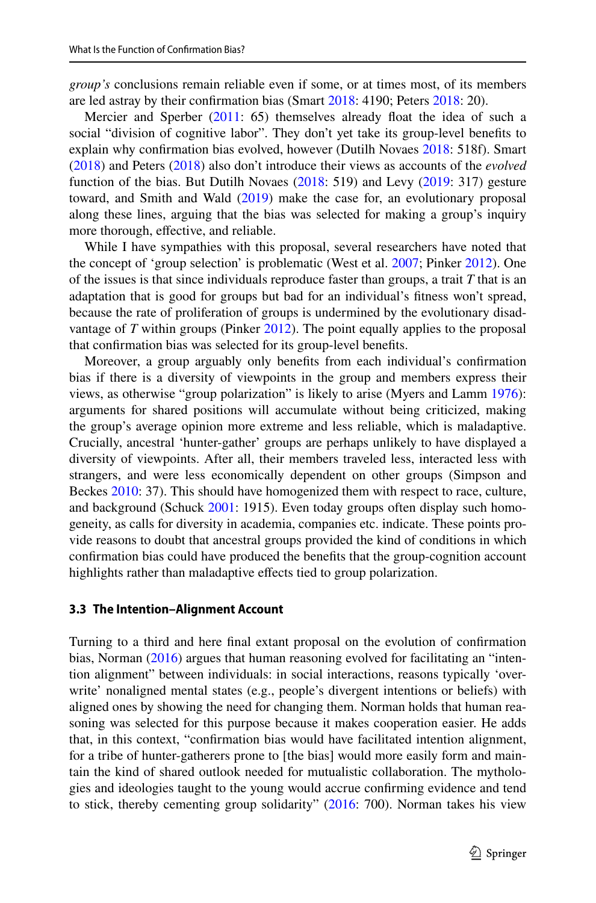*group's* conclusions remain reliable even if some, or at times most, of its members are led astray by their confirmation bias (Smart 2018: 4190; Peters 2018: 20).

Mercier and Sperber (2011: 65) themselves already float the idea of such a social "division of cognitive labor". They don't yet take its group-level benefits to explain why confirmation bias evolved, however (Dutilh Novaes 2018: 518f). Smart (2018) and Peters (2018) also don't introduce their views as accounts of the *evolved* function of the bias. But Dutilh Novaes (2018: 519) and Levy (2019: 317) gesture toward, and Smith and Wald (2019) make the case for, an evolutionary proposal along these lines, arguing that the bias was selected for making a group's inquiry more thorough, effective, and reliable.

While I have sympathies with this proposal, several researchers have noted that the concept of 'group selection' is problematic (West et al. 2007; Pinker 2012). One of the issues is that since individuals reproduce faster than groups, a trait *T* that is an adaptation that is good for groups but bad for an individual's fitness won't spread, because the rate of proliferation of groups is undermined by the evolutionary disadvantage of *T* within groups (Pinker 2012). The point equally applies to the proposal that confirmation bias was selected for its group-level benefits.

Moreover, a group arguably only benefits from each individual's confirmation bias if there is a diversity of viewpoints in the group and members express their views, as otherwise "group polarization" is likely to arise (Myers and Lamm 1976): arguments for shared positions will accumulate without being criticized, making the group's average opinion more extreme and less reliable, which is maladaptive. Crucially, ancestral 'hunter-gather' groups are perhaps unlikely to have displayed a diversity of viewpoints. After all, their members traveled less, interacted less with strangers, and were less economically dependent on other groups (Simpson and Beckes 2010: 37). This should have homogenized them with respect to race, culture, and background (Schuck 2001: 1915). Even today groups often display such homogeneity, as calls for diversity in academia, companies etc. indicate. These points provide reasons to doubt that ancestral groups provided the kind of conditions in which confirmation bias could have produced the benefits that the group-cognition account highlights rather than maladaptive effects tied to group polarization.

### 3.3 The Intention–Alignment Account

Turning to a third and here final extant proposal on the evolution of confirmation bias, Norman (2016) argues that human reasoning evolved for facilitating an "intention alignment" between individuals: in social interactions, reasons typically 'overwrite' nonaligned mental states (e.g., people's divergent intentions or beliefs) with aligned ones by showing the need for changing them. Norman holds that human reasoning was selected for this purpose because it makes cooperation easier. He adds that, in this context, "confirmation bias would have facilitated intention alignment, for a tribe of hunter-gatherers prone to [the bias] would more easily form and maintain the kind of shared outlook needed for mutualistic collaboration. The mythologies and ideologies taught to the young would accrue confirming evidence and tend to stick, thereby cementing group solidarity" (2016: 700). Norman takes his view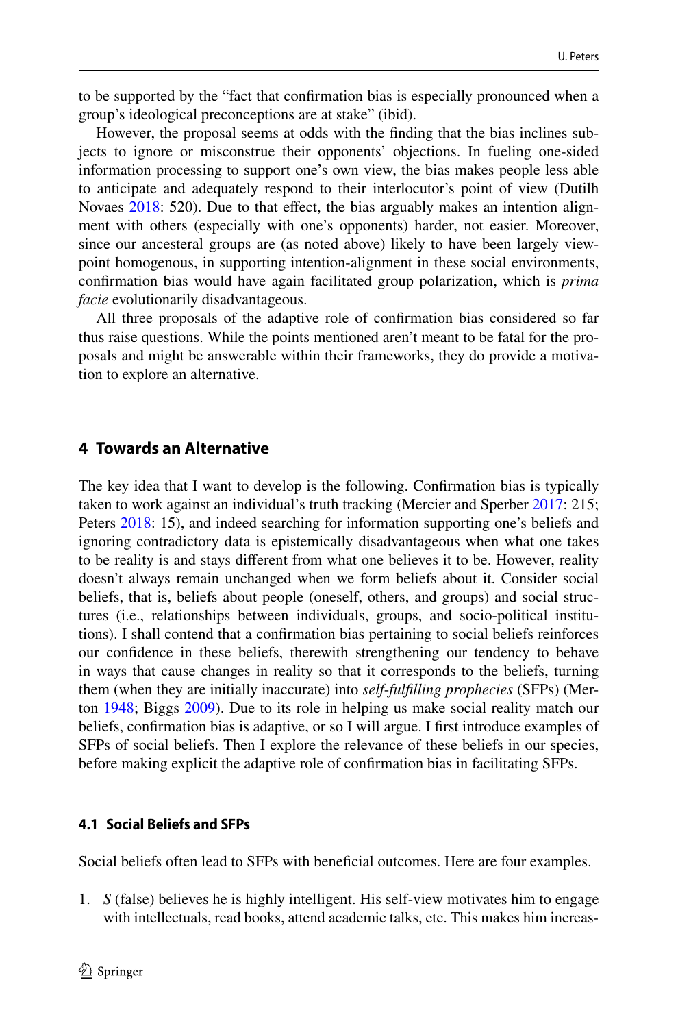to be supported by the "fact that confirmation bias is especially pronounced when a group's ideological preconceptions are at stake" (ibid).

However, the proposal seems at odds with the finding that the bias inclines subjects to ignore or misconstrue their opponents' objections. In fueling one-sided information processing to support one's own view, the bias makes people less able to anticipate and adequately respond to their interlocutor's point of view (Dutilh Novaes 2018: 520). Due to that effect, the bias arguably makes an intention alignment with others (especially with one's opponents) harder, not easier. Moreover, since our ancesteral groups are (as noted above) likely to have been largely viewpoint homogenous, in supporting intention-alignment in these social environments, confirmation bias would have again facilitated group polarization, which is *prima facie* evolutionarily disadvantageous.

All three proposals of the adaptive role of confirmation bias considered so far thus raise questions. While the points mentioned aren't meant to be fatal for the proposals and might be answerable within their frameworks, they do provide a motivation to explore an alternative.

## 4 Towards an Alternative

The key idea that I want to develop is the following. Confirmation bias is typically taken to work against an individual's truth tracking (Mercier and Sperber 2017: 215; Peters 2018: 15), and indeed searching for information supporting one's beliefs and ignoring contradictory data is epistemically disadvantageous when what one takes to be reality is and stays different from what one believes it to be. However, reality doesn't always remain unchanged when we form beliefs about it. Consider social beliefs, that is, beliefs about people (oneself, others, and groups) and social structures (i.e., relationships between individuals, groups, and socio-political institutions). I shall contend that a confirmation bias pertaining to social beliefs reinforces our confidence in these beliefs, therewith strengthening our tendency to behave in ways that cause changes in reality so that it corresponds to the beliefs, turning them (when they are initially inaccurate) into *self-fulfilling prophecies* (SFPs) (Merton 1948; Biggs 2009). Due to its role in helping us make social reality match our beliefs, confirmation bias is adaptive, or so I will argue. I first introduce examples of SFPs of social beliefs. Then I explore the relevance of these beliefs in our species, before making explicit the adaptive role of confirmation bias in facilitating SFPs.

### 4.1 Social Beliefs and SFPs

Social beliefs often lead to SFPs with beneficial outcomes. Here are four examples.

1. *S* (false) believes he is highly intelligent. His self-view motivates him to engage with intellectuals, read books, attend academic talks, etc. This makes him increas-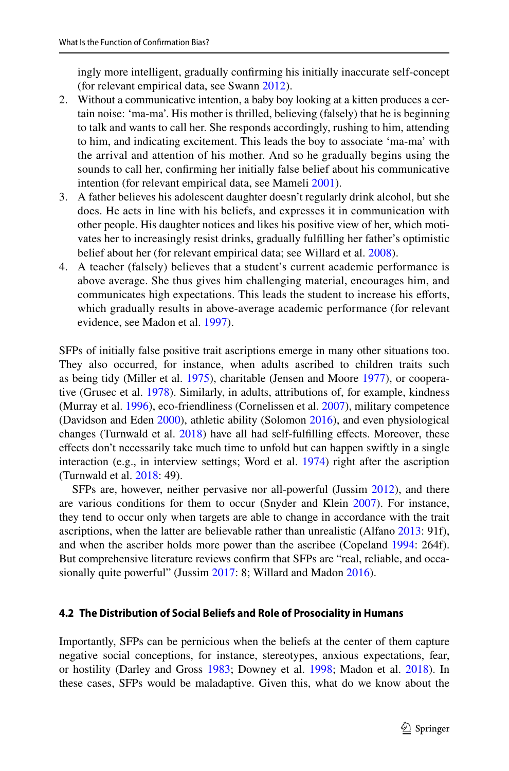ingly more intelligent, gradually confirming his initially inaccurate self-concept (for relevant empirical data, see Swann 2012).

2. Without a communicative intention, a baby boy looking at a kitten produces a certain noise: 'ma-ma'. His mother is thrilled, believing (falsely) that he is beginning to talk and wants to call her. She responds accordingly, rushing to him, attending to him, and indicating excitement. This leads the boy to associate 'ma-ma' with the arrival and attention of his mother. And so he gradually begins using the sounds to call her, confirming her initially false belief about his communicative intention (for relevant empirical data, see Mameli 2001).
3. A father believes his adolescent daughter doesn't regularly drink alcohol, but she does. He acts in line with his beliefs, and expresses it in communication with other people. His daughter notices and likes his positive view of her, which motivates her to increasingly resist drinks, gradually fulfilling her father's optimistic belief about her (for relevant empirical data; see Willard et al. 2008).
4. A teacher (falsely) believes that a student's current academic performance is above average. She thus gives him challenging material, encourages him, and communicates high expectations. This leads the student to increase his efforts, which gradually results in above-average academic performance (for relevant evidence, see Madon et al. 1997).

SFPs of initially false positive trait ascriptions emerge in many other situations too. They also occurred, for instance, when adults ascribed to children traits such as being tidy (Miller et al. 1975), charitable (Jensen and Moore 1977), or cooperative (Grusec et al. 1978). Similarly, in adults, attributions of, for example, kindness (Murray et al. 1996), eco-friendliness (Cornelissen et al. 2007), military competence (Davidson and Eden 2000), athletic ability (Solomon 2016), and even physiological changes (Turnwald et al. 2018) have all had self-fulfilling effects. Moreover, these effects don't necessarily take much time to unfold but can happen swiftly in a single interaction (e.g., in interview settings; Word et al. 1974) right after the ascription (Turnwald et al. 2018: 49).

SFPs are, however, neither pervasive nor all-powerful (Jussim 2012), and there are various conditions for them to occur (Snyder and Klein 2007). For instance, they tend to occur only when targets are able to change in accordance with the trait ascriptions, when the latter are believable rather than unrealistic (Alfano 2013: 91f), and when the ascriber holds more power than the ascribee (Copeland 1994: 264f). But comprehensive literature reviews confirm that SFPs are "real, reliable, and occasionally quite powerful" (Jussim 2017: 8; Willard and Madon 2016).

### 4.2 The Distribution of Social Beliefs and Role of Prosociality in Humans

Importantly, SFPs can be pernicious when the beliefs at the center of them capture negative social conceptions, for instance, stereotypes, anxious expectations, fear, or hostility (Darley and Gross 1983; Downey et al. 1998; Madon et al. 2018). In these cases, SFPs would be maladaptive. Given this, what do we know about the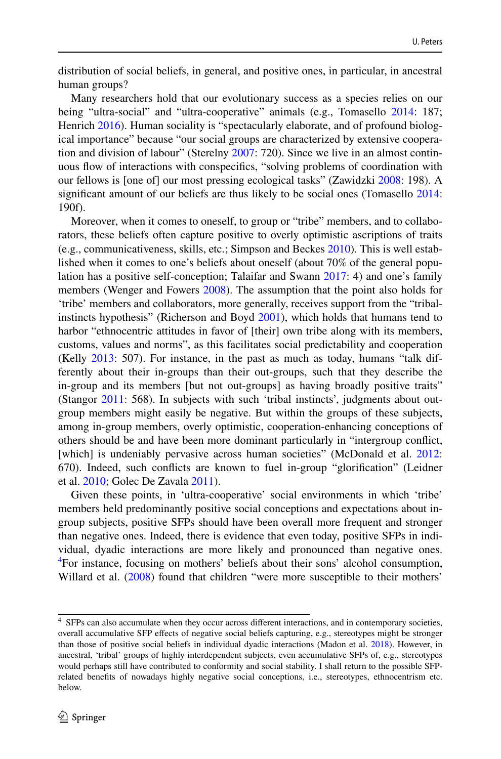distribution of social beliefs, in general, and positive ones, in particular, in ancestral human groups?

Many researchers hold that our evolutionary success as a species relies on our being "ultra-social" and "ultra-cooperative" animals (e.g., Tomasello 2014: 187; Henrich 2016). Human sociality is "spectacularly elaborate, and of profound biological importance" because "our social groups are characterized by extensive cooperation and division of labour" (Sterelny 2007: 720). Since we live in an almost continuous flow of interactions with conspecifics, "solving problems of coordination with our fellows is [one of] our most pressing ecological tasks" (Zawidzki 2008: 198). A significant amount of our beliefs are thus likely to be social ones (Tomasello 2014: 190f).

Moreover, when it comes to oneself, to group or "tribe" members, and to collaborators, these beliefs often capture positive to overly optimistic ascriptions of traits (e.g., communicativeness, skills, etc.; Simpson and Beckes 2010). This is well established when it comes to one's beliefs about oneself (about 70% of the general population has a positive self-conception; Talaifar and Swann 2017: 4) and one's family members (Wenger and Fowers 2008). The assumption that the point also holds for 'tribe' members and collaborators, more generally, receives support from the "tribal-instincts hypothesis" (Richerson and Boyd 2001), which holds that humans tend to harbor "ethnocentric attitudes in favor of [their] own tribe along with its members, customs, values and norms", as this facilitates social predictability and cooperation (Kelly 2013: 507). For instance, in the past as much as today, humans "talk differently about their in-groups than their out-groups, such that they describe the in-group and its members [but not out-groups] as having broadly positive traits" (Stangor 2011: 568). In subjects with such 'tribal instincts', judgments about out-group members might easily be negative. But within the groups of these subjects, among in-group members, overly optimistic, cooperation-enhancing conceptions of others should be and have been more dominant particularly in "intergroup conflict, [which] is undeniably pervasive across human societies" (McDonald et al. 2012: 670). Indeed, such conflicts are known to fuel in-group "glorification" (Leidner et al. 2010; Golec De Zavala 2011).

Given these points, in 'ultra-cooperative' social environments in which 'tribe' members held predominantly positive social conceptions and expectations about in-group subjects, positive SFPs should have been overall more frequent and stronger than negative ones. Indeed, there is evidence that even today, positive SFPs in individual, dyadic interactions are more likely and pronounced than negative ones.[4] For instance, focusing on mothers' beliefs about their sons' alcohol consumption, Willard et al. (2008) found that children "were more susceptible to their mothers'

[4] SFPs can also accumulate when they occur across different interactions, and in contemporary societies, overall accumulative SFP effects of negative social beliefs capturing, e.g., stereotypes might be stronger than those of positive social beliefs in individual dyadic interactions (Madon et al. 2018). However, in ancestral, 'tribal' groups of highly interdependent subjects, even accumulative SFPs of, e.g., stereotypes would perhaps still have contributed to conformity and social stability. I shall return to the possible SFP-related benefits of nowadays highly negative social conceptions, i.e., stereotypes, ethnocentrism etc. below.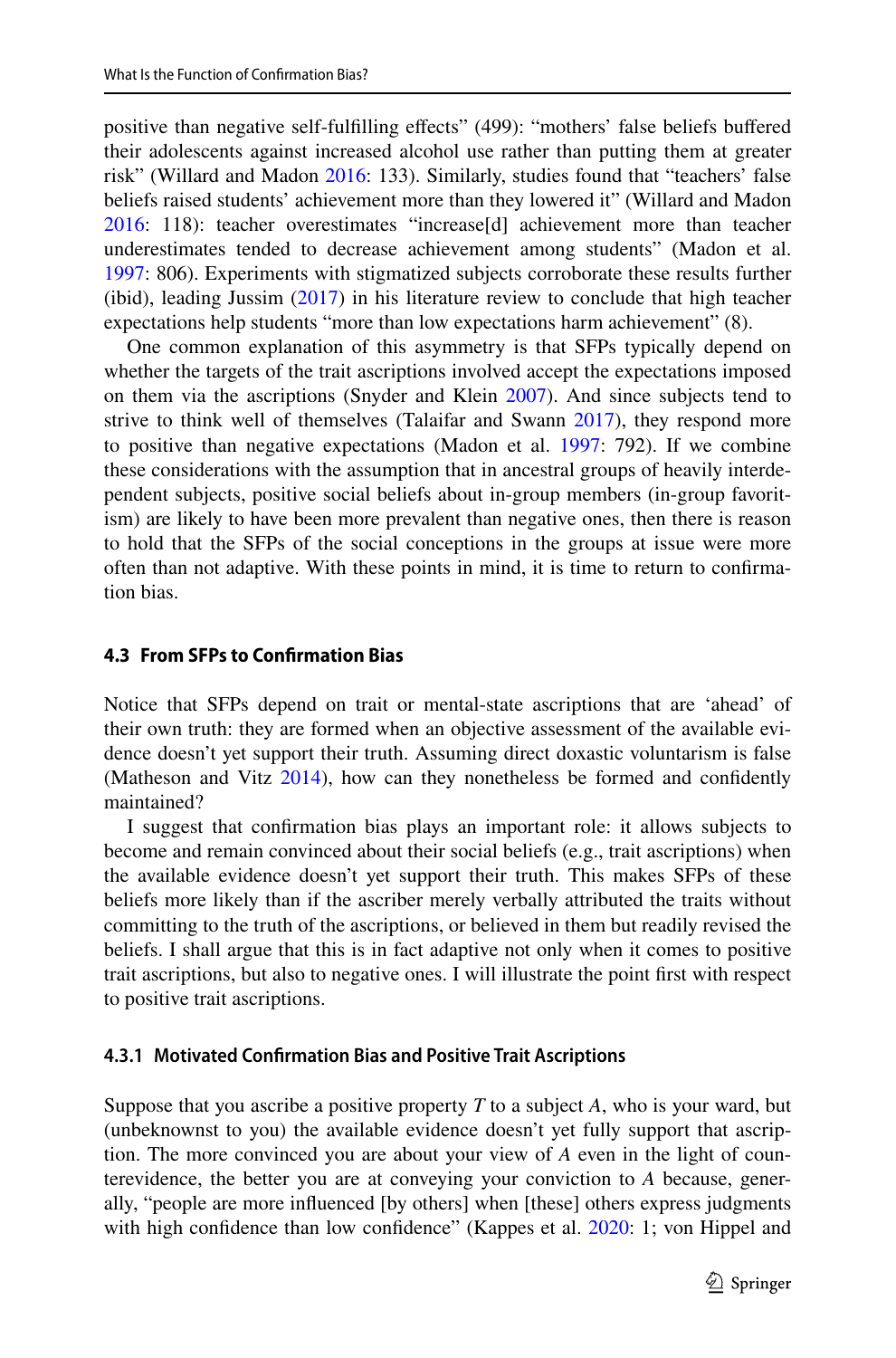positive than negative self-fulfilling effects" (499): "mothers' false beliefs buffered their adolescents against increased alcohol use rather than putting them at greater risk" (Willard and Madon 2016: 133). Similarly, studies found that "teachers' false beliefs raised students' achievement more than they lowered it" (Willard and Madon 2016: 118): teacher overestimates "increase[d] achievement more than teacher underestimates tended to decrease achievement among students" (Madon et al. 1997: 806). Experiments with stigmatized subjects corroborate these results further (ibid), leading Jussim (2017) in his literature review to conclude that high teacher expectations help students "more than low expectations harm achievement" (8).

One common explanation of this asymmetry is that SFPs typically depend on whether the targets of the trait ascriptions involved accept the expectations imposed on them via the ascriptions (Snyder and Klein 2007). And since subjects tend to strive to think well of themselves (Talaifar and Swann 2017), they respond more to positive than negative expectations (Madon et al. 1997: 792). If we combine these considerations with the assumption that in ancestral groups of heavily interdependent subjects, positive social beliefs about in-group members (in-group favoritism) are likely to have been more prevalent than negative ones, then there is reason to hold that the SFPs of the social conceptions in the groups at issue were more often than not adaptive. With these points in mind, it is time to return to confirmation bias.

### 4.3 From SFPs to Confirmation Bias

Notice that SFPs depend on trait or mental-state ascriptions that are 'ahead' of their own truth: they are formed when an objective assessment of the available evidence doesn't yet support their truth. Assuming direct doxastic voluntarism is false (Matheson and Vitz 2014), how can they nonetheless be formed and confidently maintained?

I suggest that confirmation bias plays an important role: it allows subjects to become and remain convinced about their social beliefs (e.g., trait ascriptions) when the available evidence doesn't yet support their truth. This makes SFPs of these beliefs more likely than if the ascriber merely verbally attributed the traits without committing to the truth of the ascriptions, or believed in them but readily revised the beliefs. I shall argue that this is in fact adaptive not only when it comes to positive trait ascriptions, but also to negative ones. I will illustrate the point first with respect to positive trait ascriptions.

#### 4.3.1 Motivated Confirmation Bias and Positive Trait Ascriptions

Suppose that you ascribe a positive property $T$ to a subject $A$, who is your ward, but (unbeknownst to you) the available evidence doesn't yet fully support that ascription. The more convinced you are about your view of $A$ even in the light of counterevidence, the better you are at conveying your conviction to $A$ because, generally, "people are more influenced [by others] when [these] others express judgments with high confidence than low confidence" (Kappes et al. 2020: 1; von Hippel and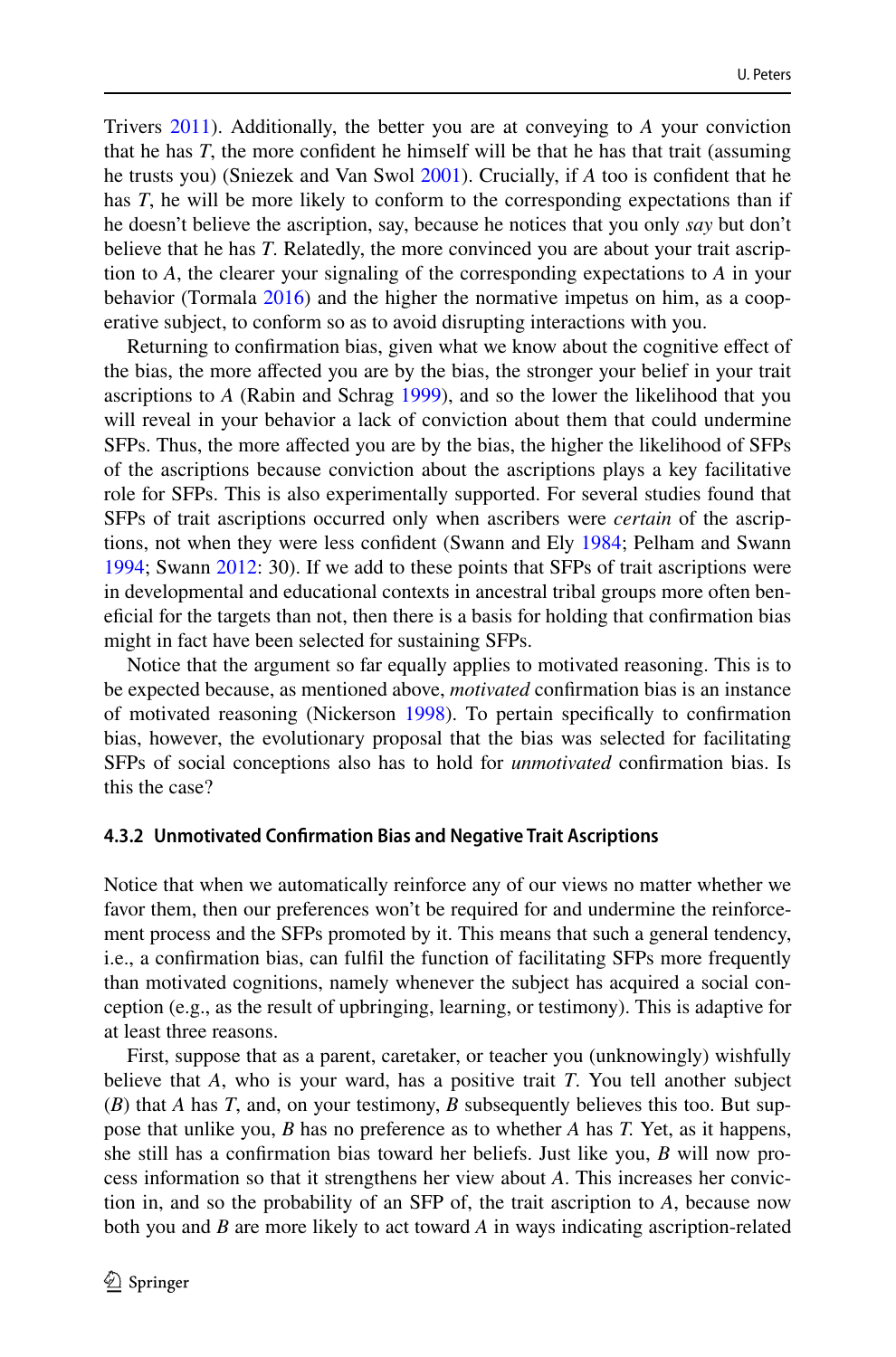Trivers 2011). Additionally, the better you are at conveying to *A* your conviction that he has *T*, the more confident he himself will be that he has that trait (assuming he trusts you) (Sniezek and Van Swol 2001). Crucially, if *A* too is confident that he has *T*, he will be more likely to conform to the corresponding expectations than if he doesn't believe the ascription, say, because he notices that you only *say* but don't believe that he has *T*. Relatedly, the more convinced you are about your trait ascription to *A*, the clearer your signaling of the corresponding expectations to *A* in your behavior (Tormala 2016) and the higher the normative impetus on him, as a cooperative subject, to conform so as to avoid disrupting interactions with you.

Returning to confirmation bias, given what we know about the cognitive effect of the bias, the more affected you are by the bias, the stronger your belief in your trait ascriptions to *A* (Rabin and Schrag 1999), and so the lower the likelihood that you will reveal in your behavior a lack of conviction about them that could undermine SFPs. Thus, the more affected you are by the bias, the higher the likelihood of SFPs of the ascriptions because conviction about the ascriptions plays a key facilitative role for SFPs. This is also experimentally supported. For several studies found that SFPs of trait ascriptions occurred only when ascribers were *certain* of the ascriptions, not when they were less confident (Swann and Ely 1984; Pelham and Swann 1994; Swann 2012: 30). If we add to these points that SFPs of trait ascriptions were in developmental and educational contexts in ancestral tribal groups more often beneficial for the targets than not, then there is a basis for holding that confirmation bias might in fact have been selected for sustaining SFPs.

Notice that the argument so far equally applies to motivated reasoning. This is to be expected because, as mentioned above, *motivated* confirmation bias is an instance of motivated reasoning (Nickerson 1998). To pertain specifically to confirmation bias, however, the evolutionary proposal that the bias was selected for facilitating SFPs of social conceptions also has to hold for *unmotivated* confirmation bias. Is this the case?

#### 4.3.2 Unmotivated Confirmation Bias and Negative Trait Ascriptions

Notice that when we automatically reinforce any of our views no matter whether we favor them, then our preferences won't be required for and undermine the reinforcement process and the SFPs promoted by it. This means that such a general tendency, i.e., a confirmation bias, can fulfil the function of facilitating SFPs more frequently than motivated cognitions, namely whenever the subject has acquired a social conception (e.g., as the result of upbringing, learning, or testimony). This is adaptive for at least three reasons.

First, suppose that as a parent, caretaker, or teacher you (unknowingly) wishfully believe that *A*, who is your ward, has a positive trait *T*. You tell another subject (*B*) that *A* has *T*, and, on your testimony, *B* subsequently believes this too. But suppose that unlike you, *B* has no preference as to whether *A* has *T.* Yet, as it happens, she still has a confirmation bias toward her beliefs. Just like you, *B* will now process information so that it strengthens her view about *A*. This increases her conviction in, and so the probability of an SFP of, the trait ascription to *A*, because now both you and *B* are more likely to act toward *A* in ways indicating ascription-related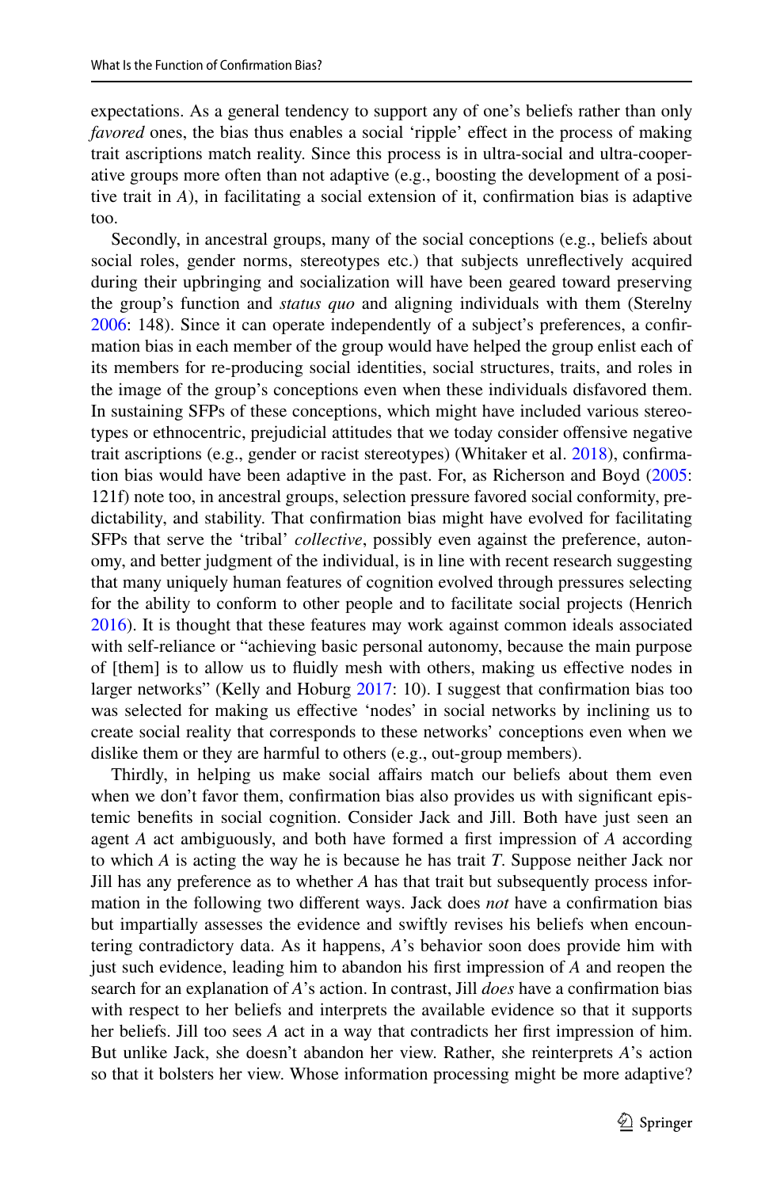expectations. As a general tendency to support any of one's beliefs rather than only *favored* ones, the bias thus enables a social 'ripple' effect in the process of making trait ascriptions match reality. Since this process is in ultra-social and ultra-cooperative groups more often than not adaptive (e.g., boosting the development of a positive trait in *A*), in facilitating a social extension of it, confirmation bias is adaptive too.

Secondly, in ancestral groups, many of the social conceptions (e.g., beliefs about social roles, gender norms, stereotypes etc.) that subjects unreflectively acquired during their upbringing and socialization will have been geared toward preserving the group's function and *status quo* and aligning individuals with them (Sterelny 2006: 148). Since it can operate independently of a subject's preferences, a confirmation bias in each member of the group would have helped the group enlist each of its members for re-producing social identities, social structures, traits, and roles in the image of the group's conceptions even when these individuals disfavored them. In sustaining SFPs of these conceptions, which might have included various stereotypes or ethnocentric, prejudicial attitudes that we today consider offensive negative trait ascriptions (e.g., gender or racist stereotypes) (Whitaker et al. 2018), confirmation bias would have been adaptive in the past. For, as Richerson and Boyd (2005: 121f) note too, in ancestral groups, selection pressure favored social conformity, predictability, and stability. That confirmation bias might have evolved for facilitating SFPs that serve the 'tribal' *collective*, possibly even against the preference, autonomy, and better judgment of the individual, is in line with recent research suggesting that many uniquely human features of cognition evolved through pressures selecting for the ability to conform to other people and to facilitate social projects (Henrich 2016). It is thought that these features may work against common ideals associated with self-reliance or "achieving basic personal autonomy, because the main purpose of [them] is to allow us to fluidly mesh with others, making us effective nodes in larger networks" (Kelly and Hoburg 2017: 10). I suggest that confirmation bias too was selected for making us effective 'nodes' in social networks by inclining us to create social reality that corresponds to these networks' conceptions even when we dislike them or they are harmful to others (e.g., out-group members).

Thirdly, in helping us make social affairs match our beliefs about them even when we don't favor them, confirmation bias also provides us with significant epistemic benefits in social cognition. Consider Jack and Jill. Both have just seen an agent *A* act ambiguously, and both have formed a first impression of *A* according to which *A* is acting the way he is because he has trait *T*. Suppose neither Jack nor Jill has any preference as to whether *A* has that trait but subsequently process information in the following two different ways. Jack does *not* have a confirmation bias but impartially assesses the evidence and swiftly revises his beliefs when encountering contradictory data. As it happens, *A*'s behavior soon does provide him with just such evidence, leading him to abandon his first impression of *A* and reopen the search for an explanation of *A*'s action. In contrast, Jill *does* have a confirmation bias with respect to her beliefs and interprets the available evidence so that it supports her beliefs. Jill too sees *A* act in a way that contradicts her first impression of him. But unlike Jack, she doesn't abandon her view. Rather, she reinterprets *A*'s action so that it bolsters her view. Whose information processing might be more adaptive?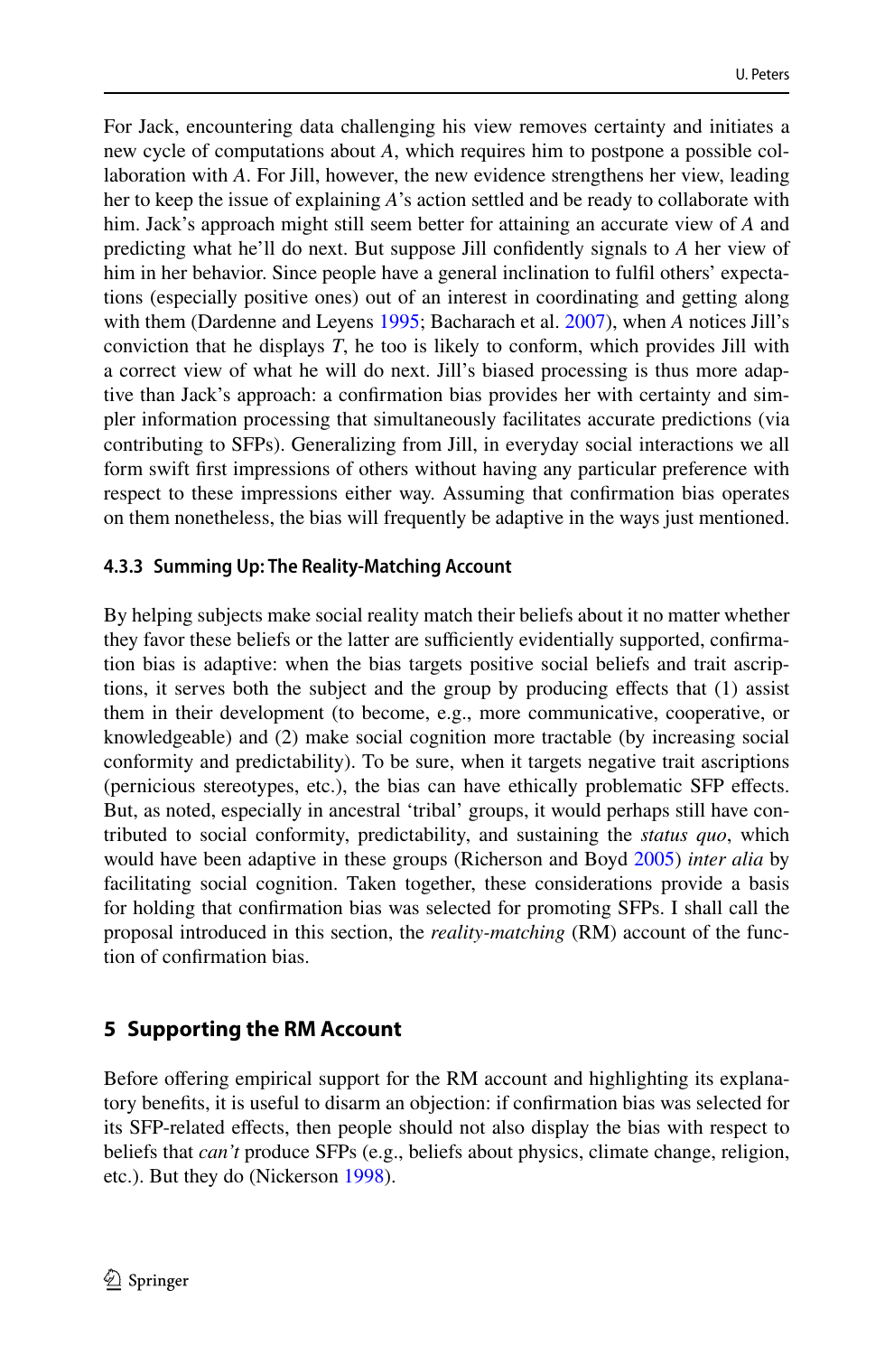For Jack, encountering data challenging his view removes certainty and initiates a new cycle of computations about *A*, which requires him to postpone a possible collaboration with *A*. For Jill, however, the new evidence strengthens her view, leading her to keep the issue of explaining *A*'s action settled and be ready to collaborate with him. Jack's approach might still seem better for attaining an accurate view of *A* and predicting what he'll do next. But suppose Jill confidently signals to *A* her view of him in her behavior. Since people have a general inclination to fulfil others' expectations (especially positive ones) out of an interest in coordinating and getting along with them (Dardenne and Leyens 1995; Bacharach et al. 2007), when *A* notices Jill's conviction that he displays *T*, he too is likely to conform, which provides Jill with a correct view of what he will do next. Jill's biased processing is thus more adaptive than Jack's approach: a confirmation bias provides her with certainty and simpler information processing that simultaneously facilitates accurate predictions (via contributing to SFPs). Generalizing from Jill, in everyday social interactions we all form swift first impressions of others without having any particular preference with respect to these impressions either way. Assuming that confirmation bias operates on them nonetheless, the bias will frequently be adaptive in the ways just mentioned.

#### 4.3.3 Summing Up: The Reality-Matching Account

By helping subjects make social reality match their beliefs about it no matter whether they favor these beliefs or the latter are sufficiently evidentially supported, confirmation bias is adaptive: when the bias targets positive social beliefs and trait ascriptions, it serves both the subject and the group by producing effects that (1) assist them in their development (to become, e.g., more communicative, cooperative, or knowledgeable) and (2) make social cognition more tractable (by increasing social conformity and predictability). To be sure, when it targets negative trait ascriptions (pernicious stereotypes, etc.), the bias can have ethically problematic SFP effects. But, as noted, especially in ancestral 'tribal' groups, it would perhaps still have contributed to social conformity, predictability, and sustaining the *status quo*, which would have been adaptive in these groups (Richerson and Boyd 2005) *inter alia* by facilitating social cognition. Taken together, these considerations provide a basis for holding that confirmation bias was selected for promoting SFPs. I shall call the proposal introduced in this section, the *reality-matching* (RM) account of the function of confirmation bias.

## 5 Supporting the RM Account

Before offering empirical support for the RM account and highlighting its explanatory benefits, it is useful to disarm an objection: if confirmation bias was selected for its SFP-related effects, then people should not also display the bias with respect to beliefs that *can't* produce SFPs (e.g., beliefs about physics, climate change, religion, etc.). But they do (Nickerson 1998).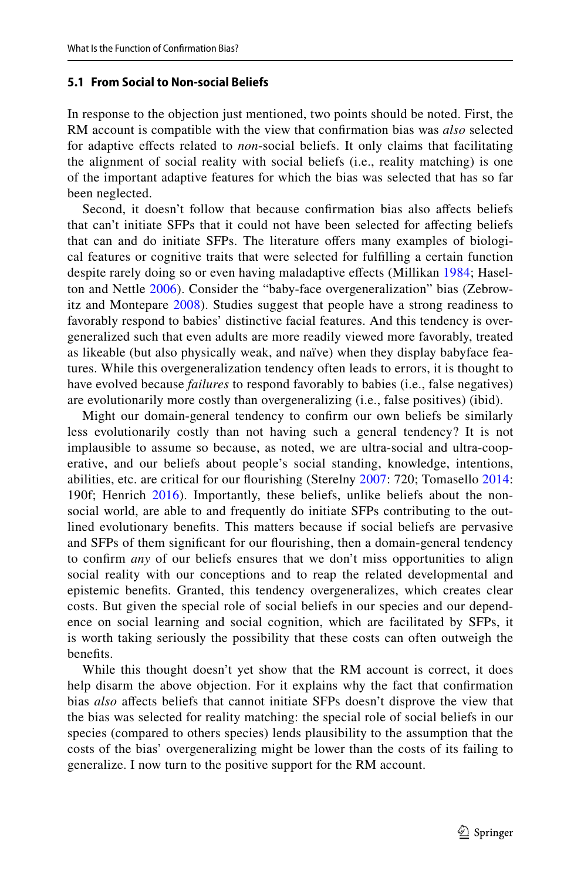### 5.1 From Social to Non-social Beliefs

In response to the objection just mentioned, two points should be noted. First, the RM account is compatible with the view that confirmation bias was *also* selected for adaptive effects related to *non*-social beliefs. It only claims that facilitating the alignment of social reality with social beliefs (i.e., reality matching) is one of the important adaptive features for which the bias was selected that has so far been neglected.

Second, it doesn't follow that because confirmation bias also affects beliefs that can't initiate SFPs that it could not have been selected for affecting beliefs that can and do initiate SFPs. The literature offers many examples of biological features or cognitive traits that were selected for fulfilling a certain function despite rarely doing so or even having maladaptive effects (Millikan 1984; Haselton and Nettle 2006). Consider the "baby-face overgeneralization" bias (Zebrowitz and Montepare 2008). Studies suggest that people have a strong readiness to favorably respond to babies' distinctive facial features. And this tendency is overgeneralized such that even adults are more readily viewed more favorably, treated as likeable (but also physically weak, and naïve) when they display babyface features. While this overgeneralization tendency often leads to errors, it is thought to have evolved because *failures* to respond favorably to babies (i.e., false negatives) are evolutionarily more costly than overgeneralizing (i.e., false positives) (ibid).

Might our domain-general tendency to confirm our own beliefs be similarly less evolutionarily costly than not having such a general tendency? It is not implausible to assume so because, as noted, we are ultra-social and ultra-cooperative, and our beliefs about people's social standing, knowledge, intentions, abilities, etc. are critical for our flourishing (Sterelny 2007: 720; Tomasello 2014: 190f; Henrich 2016). Importantly, these beliefs, unlike beliefs about the non-social world, are able to and frequently do initiate SFPs contributing to the outlined evolutionary benefits. This matters because if social beliefs are pervasive and SFPs of them significant for our flourishing, then a domain-general tendency to confirm *any* of our beliefs ensures that we don't miss opportunities to align social reality with our conceptions and to reap the related developmental and epistemic benefits. Granted, this tendency overgeneralizes, which creates clear costs. But given the special role of social beliefs in our species and our dependence on social learning and social cognition, which are facilitated by SFPs, it is worth taking seriously the possibility that these costs can often outweigh the benefits.

While this thought doesn't yet show that the RM account is correct, it does help disarm the above objection. For it explains why the fact that confirmation bias *also* affects beliefs that cannot initiate SFPs doesn't disprove the view that the bias was selected for reality matching: the special role of social beliefs in our species (compared to others species) lends plausibility to the assumption that the costs of the bias' overgeneralizing might be lower than the costs of its failing to generalize. I now turn to the positive support for the RM account.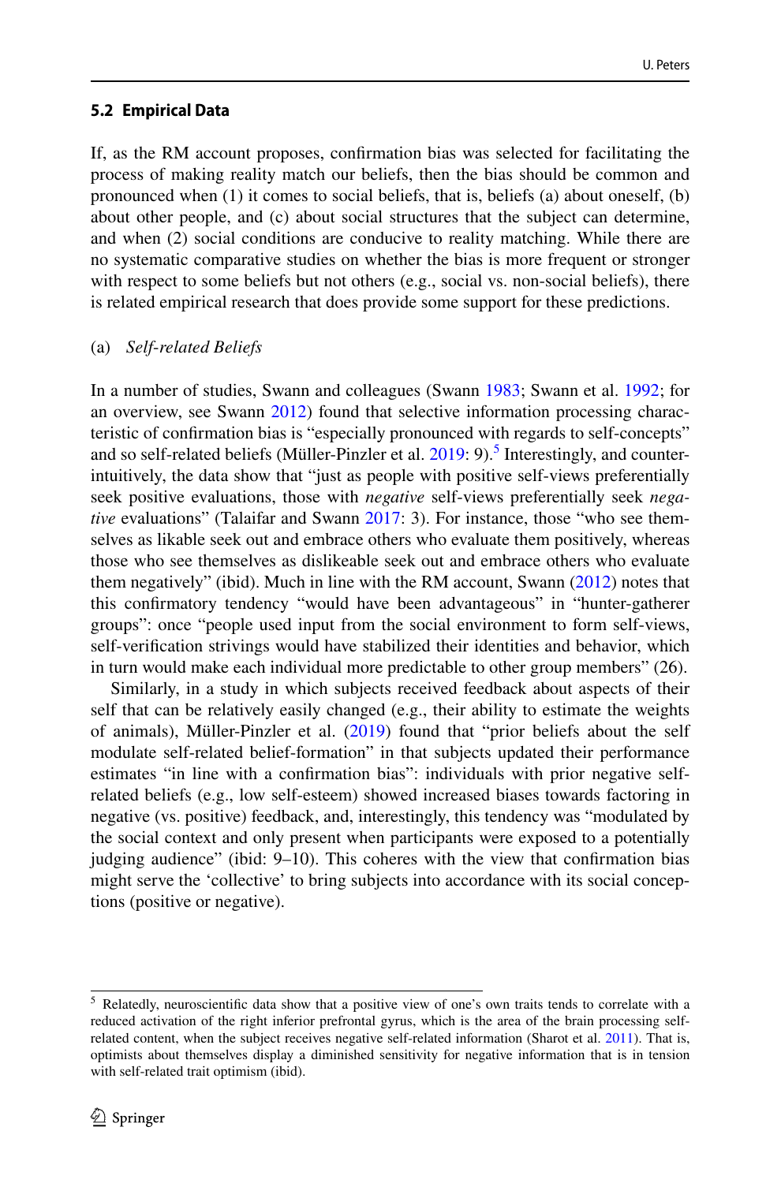### 5.2 Empirical Data

If, as the RM account proposes, confirmation bias was selected for facilitating the process of making reality match our beliefs, then the bias should be common and pronounced when (1) it comes to social beliefs, that is, beliefs (a) about oneself, (b) about other people, and (c) about social structures that the subject can determine, and when (2) social conditions are conducive to reality matching. While there are no systematic comparative studies on whether the bias is more frequent or stronger with respect to some beliefs but not others (e.g., social vs. non-social beliefs), there is related empirical research that does provide some support for these predictions.

(a) *Self-related Beliefs*

In a number of studies, Swann and colleagues (Swann 1983; Swann et al. 1992; for an overview, see Swann 2012) found that selective information processing characteristic of confirmation bias is "especially pronounced with regards to self-concepts" and so self-related beliefs (Müller-Pinzler et al. 2019: 9).[5] Interestingly, and counter-intuitively, the data show that "just as people with positive self-views preferentially seek positive evaluations, those with *negative* self-views preferentially seek *negative* evaluations" (Talaifar and Swann 2017: 3). For instance, those "who see themselves as likable seek out and embrace others who evaluate them positively, whereas those who see themselves as dislikeable seek out and embrace others who evaluate them negatively" (ibid). Much in line with the RM account, Swann (2012) notes that this confirmatory tendency "would have been advantageous" in "hunter-gatherer groups": once "people used input from the social environment to form self-views, self-verification strivings would have stabilized their identities and behavior, which in turn would make each individual more predictable to other group members" (26).

Similarly, in a study in which subjects received feedback about aspects of their self that can be relatively easily changed (e.g., their ability to estimate the weights of animals), Müller-Pinzler et al. (2019) found that "prior beliefs about the self modulate self-related belief-formation" in that subjects updated their performance estimates "in line with a confirmation bias": individuals with prior negative self-related beliefs (e.g., low self-esteem) showed increased biases towards factoring in negative (vs. positive) feedback, and, interestingly, this tendency was "modulated by the social context and only present when participants were exposed to a potentially judging audience" (ibid: 9–10). This coheres with the view that confirmation bias might serve the 'collective' to bring subjects into accordance with its social conceptions (positive or negative).

[5] Relatedly, neuroscientific data show that a positive view of one's own traits tends to correlate with a reduced activation of the right inferior prefrontal gyrus, which is the area of the brain processing self-related content, when the subject receives negative self-related information (Sharot et al. 2011). That is, optimists about themselves display a diminished sensitivity for negative information that is in tension with self-related trait optimism (ibid).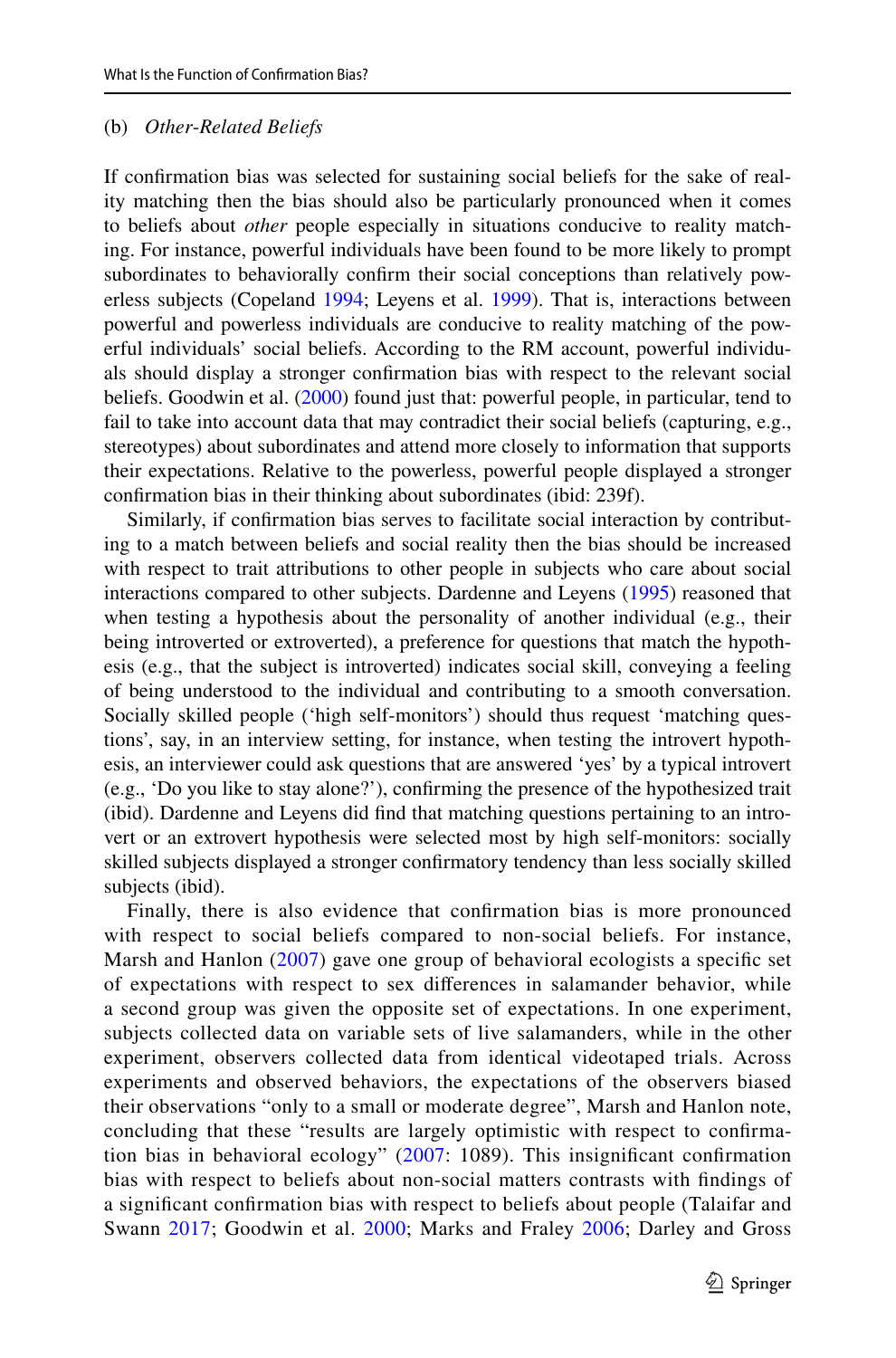(b) *Other-Related Beliefs*

If confirmation bias was selected for sustaining social beliefs for the sake of reality matching then the bias should also be particularly pronounced when it comes to beliefs about *other* people especially in situations conducive to reality matching. For instance, powerful individuals have been found to be more likely to prompt subordinates to behaviorally confirm their social conceptions than relatively powerless subjects (Copeland 1994; Leyens et al. 1999). That is, interactions between powerful and powerless individuals are conducive to reality matching of the powerful individuals' social beliefs. According to the RM account, powerful individuals should display a stronger confirmation bias with respect to the relevant social beliefs. Goodwin et al. (2000) found just that: powerful people, in particular, tend to fail to take into account data that may contradict their social beliefs (capturing, e.g., stereotypes) about subordinates and attend more closely to information that supports their expectations. Relative to the powerless, powerful people displayed a stronger confirmation bias in their thinking about subordinates (ibid: 239f).

Similarly, if confirmation bias serves to facilitate social interaction by contributing to a match between beliefs and social reality then the bias should be increased with respect to trait attributions to other people in subjects who care about social interactions compared to other subjects. Dardenne and Leyens (1995) reasoned that when testing a hypothesis about the personality of another individual (e.g., their being introverted or extroverted), a preference for questions that match the hypothesis (e.g., that the subject is introverted) indicates social skill, conveying a feeling of being understood to the individual and contributing to a smooth conversation. Socially skilled people ('high self-monitors') should thus request 'matching questions', say, in an interview setting, for instance, when testing the introvert hypothesis, an interviewer could ask questions that are answered 'yes' by a typical introvert (e.g., 'Do you like to stay alone?'), confirming the presence of the hypothesized trait (ibid). Dardenne and Leyens did find that matching questions pertaining to an introvert or an extrovert hypothesis were selected most by high self-monitors: socially skilled subjects displayed a stronger confirmatory tendency than less socially skilled subjects (ibid).

Finally, there is also evidence that confirmation bias is more pronounced with respect to social beliefs compared to non-social beliefs. For instance, Marsh and Hanlon (2007) gave one group of behavioral ecologists a specific set of expectations with respect to sex differences in salamander behavior, while a second group was given the opposite set of expectations. In one experiment, subjects collected data on variable sets of live salamanders, while in the other experiment, observers collected data from identical videotaped trials. Across experiments and observed behaviors, the expectations of the observers biased their observations "only to a small or moderate degree", Marsh and Hanlon note, concluding that these "results are largely optimistic with respect to confirmation bias in behavioral ecology" (2007: 1089). This insignificant confirmation bias with respect to beliefs about non-social matters contrasts with findings of a significant confirmation bias with respect to beliefs about people (Talaifar and Swann 2017; Goodwin et al. 2000; Marks and Fraley 2006; Darley and Gross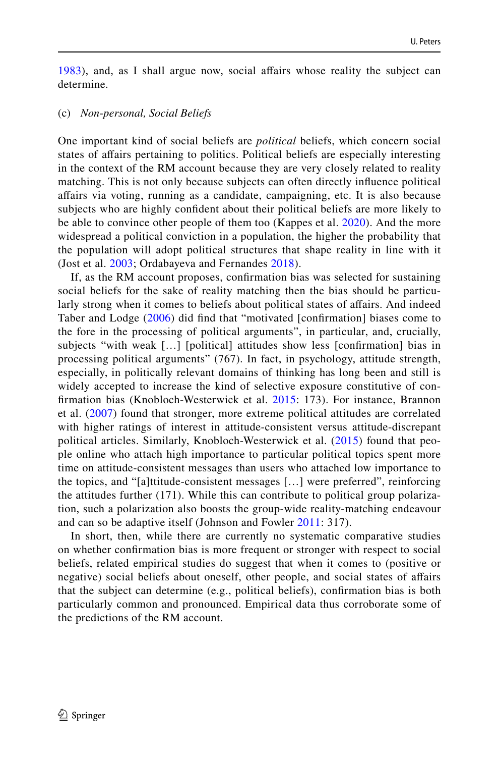1983), and, as I shall argue now, social affairs whose reality the subject can determine.

(c) *Non-personal, Social Beliefs*

One important kind of social beliefs are *political* beliefs, which concern social states of affairs pertaining to politics. Political beliefs are especially interesting in the context of the RM account because they are very closely related to reality matching. This is not only because subjects can often directly influence political affairs via voting, running as a candidate, campaigning, etc. It is also because subjects who are highly confident about their political beliefs are more likely to be able to convince other people of them too (Kappes et al. 2020). And the more widespread a political conviction in a population, the higher the probability that the population will adopt political structures that shape reality in line with it (Jost et al. 2003; Ordabayeva and Fernandes 2018).

If, as the RM account proposes, confirmation bias was selected for sustaining social beliefs for the sake of reality matching then the bias should be particularly strong when it comes to beliefs about political states of affairs. And indeed Taber and Lodge (2006) did find that "motivated [confirmation] biases come to the fore in the processing of political arguments", in particular, and, crucially, subjects "with weak […] [political] attitudes show less [confirmation] bias in processing political arguments" (767). In fact, in psychology, attitude strength, especially, in politically relevant domains of thinking has long been and still is widely accepted to increase the kind of selective exposure constitutive of confirmation bias (Knobloch-Westerwick et al. 2015: 173). For instance, Brannon et al. (2007) found that stronger, more extreme political attitudes are correlated with higher ratings of interest in attitude-consistent versus attitude-discrepant political articles. Similarly, Knobloch-Westerwick et al. (2015) found that people online who attach high importance to particular political topics spent more time on attitude-consistent messages than users who attached low importance to the topics, and "[a]ttitude-consistent messages […] were preferred", reinforcing the attitudes further (171). While this can contribute to political group polarization, such a polarization also boosts the group-wide reality-matching endeavour and can so be adaptive itself (Johnson and Fowler 2011: 317).

In short, then, while there are currently no systematic comparative studies on whether confirmation bias is more frequent or stronger with respect to social beliefs, related empirical studies do suggest that when it comes to (positive or negative) social beliefs about oneself, other people, and social states of affairs that the subject can determine (e.g., political beliefs), confirmation bias is both particularly common and pronounced. Empirical data thus corroborate some of the predictions of the RM account.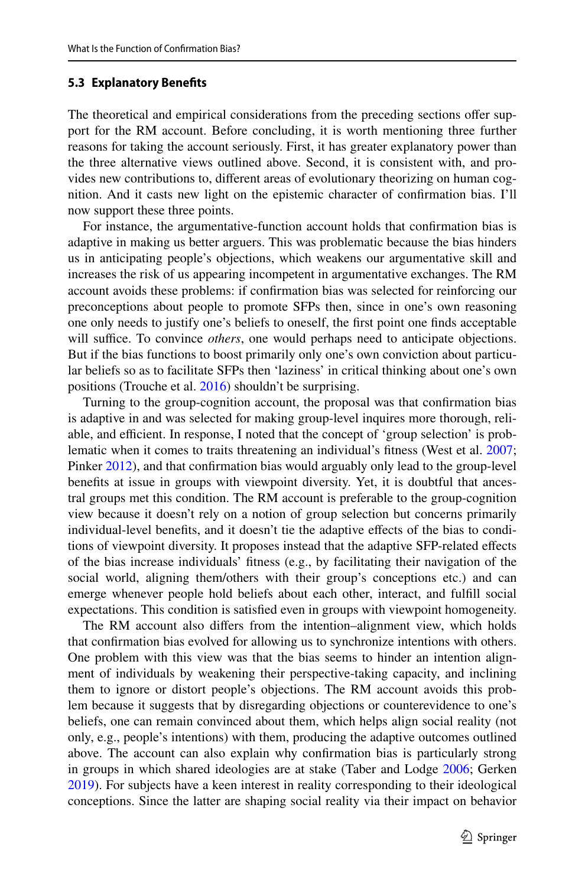### 5.3 Explanatory Benefits

The theoretical and empirical considerations from the preceding sections offer support for the RM account. Before concluding, it is worth mentioning three further reasons for taking the account seriously. First, it has greater explanatory power than the three alternative views outlined above. Second, it is consistent with, and provides new contributions to, different areas of evolutionary theorizing on human cognition. And it casts new light on the epistemic character of confirmation bias. I'll now support these three points.

For instance, the argumentative-function account holds that confirmation bias is adaptive in making us better arguers. This was problematic because the bias hinders us in anticipating people's objections, which weakens our argumentative skill and increases the risk of us appearing incompetent in argumentative exchanges. The RM account avoids these problems: if confirmation bias was selected for reinforcing our preconceptions about people to promote SFPs then, since in one's own reasoning one only needs to justify one's beliefs to oneself, the first point one finds acceptable will suffice. To convince *others*, one would perhaps need to anticipate objections. But if the bias functions to boost primarily only one's own conviction about particular beliefs so as to facilitate SFPs then 'laziness' in critical thinking about one's own positions (Trouche et al. 2016) shouldn't be surprising.

Turning to the group-cognition account, the proposal was that confirmation bias is adaptive in and was selected for making group-level inquires more thorough, reliable, and efficient. In response, I noted that the concept of 'group selection' is problematic when it comes to traits threatening an individual's fitness (West et al. 2007; Pinker 2012), and that confirmation bias would arguably only lead to the group-level benefits at issue in groups with viewpoint diversity. Yet, it is doubtful that ancestral groups met this condition. The RM account is preferable to the group-cognition view because it doesn't rely on a notion of group selection but concerns primarily individual-level benefits, and it doesn't tie the adaptive effects of the bias to conditions of viewpoint diversity. It proposes instead that the adaptive SFP-related effects of the bias increase individuals' fitness (e.g., by facilitating their navigation of the social world, aligning them/others with their group's conceptions etc.) and can emerge whenever people hold beliefs about each other, interact, and fulfill social expectations. This condition is satisfied even in groups with viewpoint homogeneity.

The RM account also differs from the intention–alignment view, which holds that confirmation bias evolved for allowing us to synchronize intentions with others. One problem with this view was that the bias seems to hinder an intention alignment of individuals by weakening their perspective-taking capacity, and inclining them to ignore or distort people's objections. The RM account avoids this problem because it suggests that by disregarding objections or counterevidence to one's beliefs, one can remain convinced about them, which helps align social reality (not only, e.g., people's intentions) with them, producing the adaptive outcomes outlined above. The account can also explain why confirmation bias is particularly strong in groups in which shared ideologies are at stake (Taber and Lodge 2006; Gerken 2019). For subjects have a keen interest in reality corresponding to their ideological conceptions. Since the latter are shaping social reality via their impact on behavior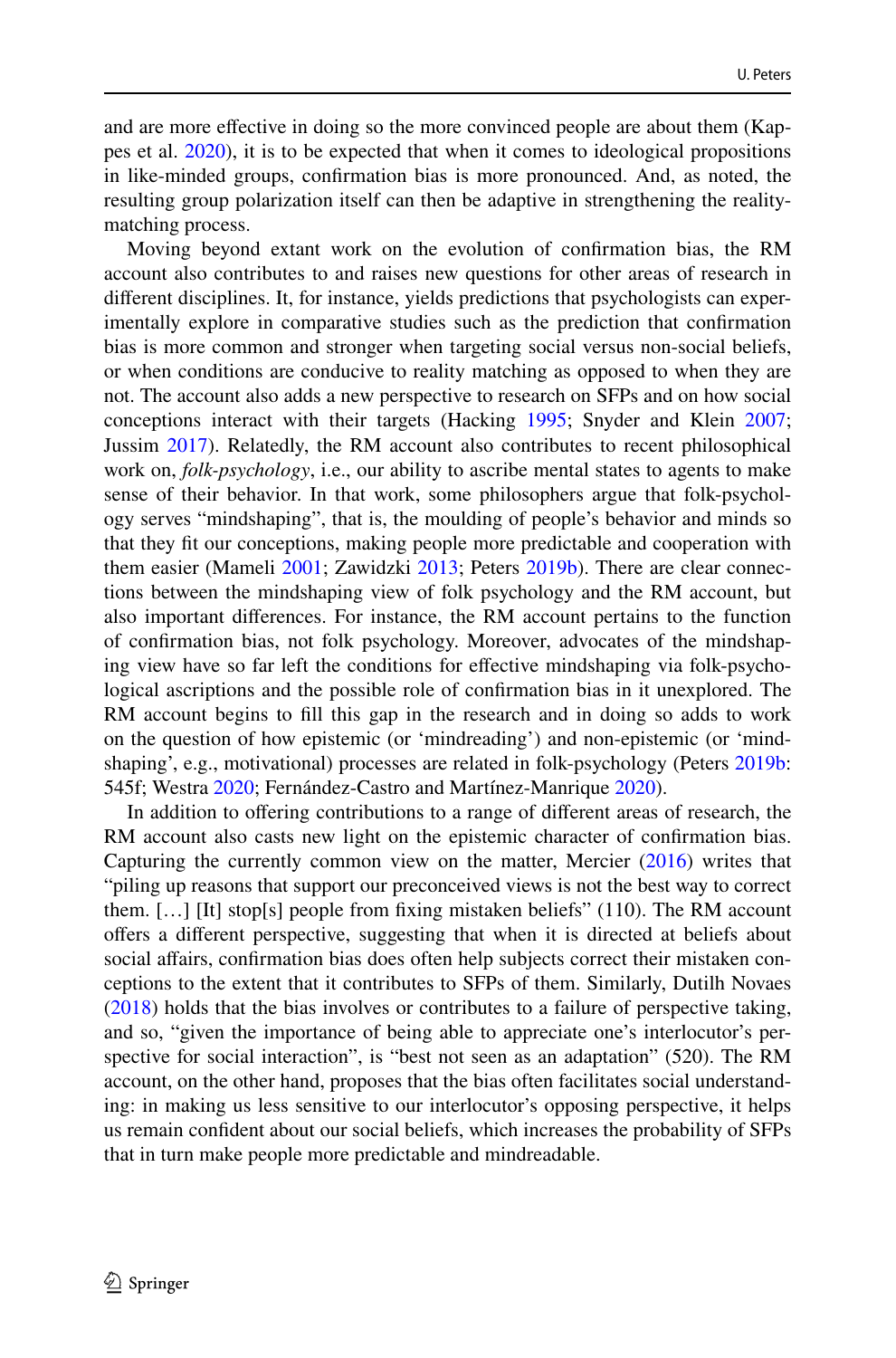and are more effective in doing so the more convinced people are about them (Kappes et al. 2020), it is to be expected that when it comes to ideological propositions in like-minded groups, confirmation bias is more pronounced. And, as noted, the resulting group polarization itself can then be adaptive in strengthening the reality-matching process.

Moving beyond extant work on the evolution of confirmation bias, the RM account also contributes to and raises new questions for other areas of research in different disciplines. It, for instance, yields predictions that psychologists can experimentally explore in comparative studies such as the prediction that confirmation bias is more common and stronger when targeting social versus non-social beliefs, or when conditions are conducive to reality matching as opposed to when they are not. The account also adds a new perspective to research on SFPs and on how social conceptions interact with their targets (Hacking 1995; Snyder and Klein 2007; Jussim 2017). Relatedly, the RM account also contributes to recent philosophical work on, *folk-psychology*, i.e., our ability to ascribe mental states to agents to make sense of their behavior. In that work, some philosophers argue that folk-psychology serves "mindshaping", that is, the moulding of people's behavior and minds so that they fit our conceptions, making people more predictable and cooperation with them easier (Mameli 2001; Zawidzki 2013; Peters 2019b). There are clear connections between the mindshaping view of folk psychology and the RM account, but also important differences. For instance, the RM account pertains to the function of confirmation bias, not folk psychology. Moreover, advocates of the mindshaping view have so far left the conditions for effective mindshaping via folk-psychological ascriptions and the possible role of confirmation bias in it unexplored. The RM account begins to fill this gap in the research and in doing so adds to work on the question of how epistemic (or 'mindreading') and non-epistemic (or 'mindshaping', e.g., motivational) processes are related in folk-psychology (Peters 2019b: 545f; Westra 2020; Fernández-Castro and Martínez-Manrique 2020).

In addition to offering contributions to a range of different areas of research, the RM account also casts new light on the epistemic character of confirmation bias. Capturing the currently common view on the matter, Mercier (2016) writes that "piling up reasons that support our preconceived views is not the best way to correct them. […] [It] stop[s] people from fixing mistaken beliefs" (110). The RM account offers a different perspective, suggesting that when it is directed at beliefs about social affairs, confirmation bias does often help subjects correct their mistaken conceptions to the extent that it contributes to SFPs of them. Similarly, Dutilh Novaes (2018) holds that the bias involves or contributes to a failure of perspective taking, and so, "given the importance of being able to appreciate one's interlocutor's perspective for social interaction", is "best not seen as an adaptation" (520). The RM account, on the other hand, proposes that the bias often facilitates social understanding: in making us less sensitive to our interlocutor's opposing perspective, it helps us remain confident about our social beliefs, which increases the probability of SFPs that in turn make people more predictable and mindreadable.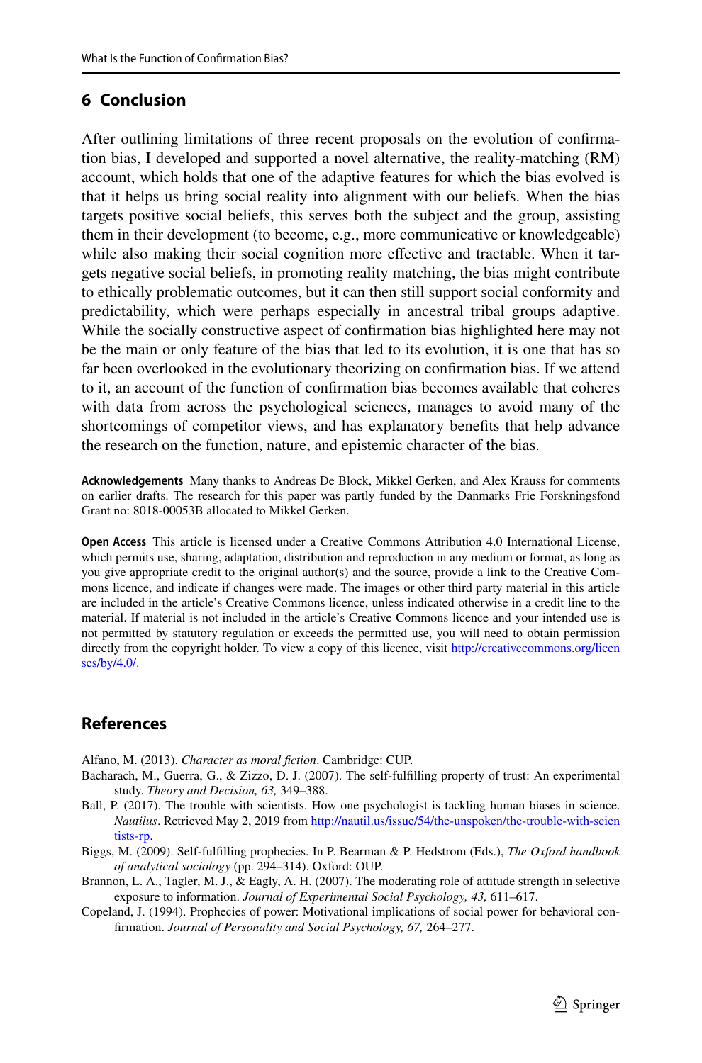## 6 Conclusion

After outlining limitations of three recent proposals on the evolution of confirmation bias, I developed and supported a novel alternative, the reality-matching (RM) account, which holds that one of the adaptive features for which the bias evolved is that it helps us bring social reality into alignment with our beliefs. When the bias targets positive social beliefs, this serves both the subject and the group, assisting them in their development (to become, e.g., more communicative or knowledgeable) while also making their social cognition more effective and tractable. When it targets negative social beliefs, in promoting reality matching, the bias might contribute to ethically problematic outcomes, but it can then still support social conformity and predictability, which were perhaps especially in ancestral tribal groups adaptive. While the socially constructive aspect of confirmation bias highlighted here may not be the main or only feature of the bias that led to its evolution, it is one that has so far been overlooked in the evolutionary theorizing on confirmation bias. If we attend to it, an account of the function of confirmation bias becomes available that coheres with data from across the psychological sciences, manages to avoid many of the shortcomings of competitor views, and has explanatory benefits that help advance the research on the function, nature, and epistemic character of the bias.

**Acknowledgements** Many thanks to Andreas De Block, Mikkel Gerken, and Alex Krauss for comments on earlier drafts. The research for this paper was partly funded by the Danmarks Frie Forskningsfond Grant no: 8018-00053B allocated to Mikkel Gerken.

**Open Access** This article is licensed under a Creative Commons Attribution 4.0 International License, which permits use, sharing, adaptation, distribution and reproduction in any medium or format, as long as you give appropriate credit to the original author(s) and the source, provide a link to the Creative Commons licence, and indicate if changes were made. The images or other third party material in this article are included in the article's Creative Commons licence, unless indicated otherwise in a credit line to the material. If material is not included in the article's Creative Commons licence and your intended use is not permitted by statutory regulation or exceeds the permitted use, you will need to obtain permission directly from the copyright holder. To view a copy of this licence, visit http://creativecommons.org/licenses/by/4.0/.

## References

Alfano, M. (2013). *Character as moral fiction*. Cambridge: CUP.

Bacharach, M., Guerra, G., & Zizzo, D. J. (2007). The self-fulfilling property of trust: An experimental study. *Theory and Decision, 63,* 349–388.

Ball, P. (2017). The trouble with scientists. How one psychologist is tackling human biases in science. *Nautilus*. Retrieved May 2, 2019 from http://nautil.us/issue/54/the-unspoken/the-trouble-with-scientists-rp.

Biggs, M. (2009). Self-fulfilling prophecies. In P. Bearman & P. Hedstrom (Eds.), *The Oxford handbook of analytical sociology* (pp. 294–314). Oxford: OUP.

Brannon, L. A., Tagler, M. J., & Eagly, A. H. (2007). The moderating role of attitude strength in selective exposure to information. *Journal of Experimental Social Psychology, 43,* 611–617.

Copeland, J. (1994). Prophecies of power: Motivational implications of social power for behavioral confirmation. *Journal of Personality and Social Psychology, 67,* 264–277.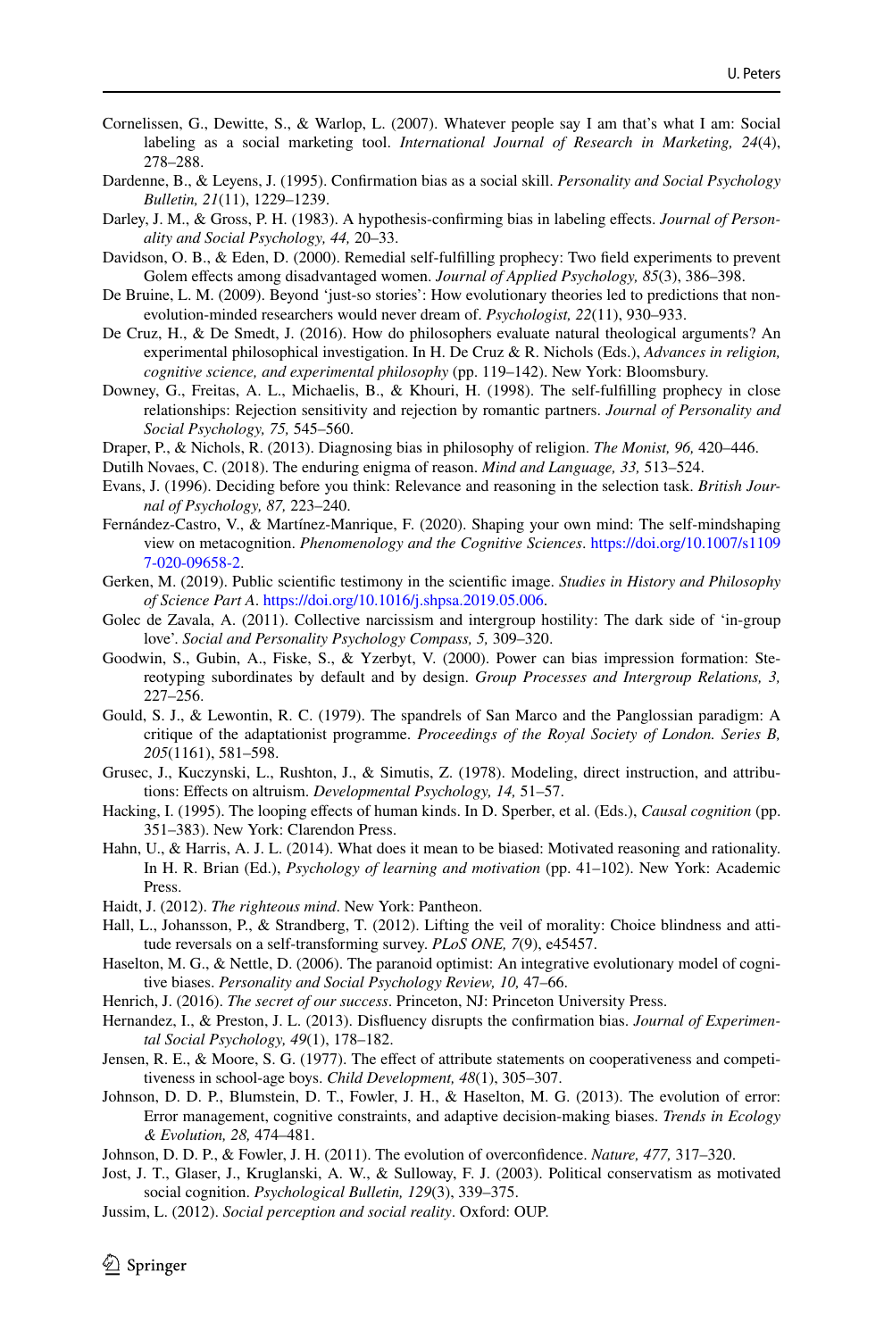Cornelissen, G., Dewitte, S., & Warlop, L. (2007). Whatever people say I am that's what I am: Social labeling as a social marketing tool. *International Journal of Research in Marketing, 24*(4), 278–288.

Dardenne, B., & Leyens, J. (1995). Confirmation bias as a social skill. *Personality and Social Psychology Bulletin, 21*(11), 1229–1239.

Darley, J. M., & Gross, P. H. (1983). A hypothesis-confirming bias in labeling effects. *Journal of Personality and Social Psychology, 44,* 20–33.

Davidson, O. B., & Eden, D. (2000). Remedial self-fulfilling prophecy: Two field experiments to prevent Golem effects among disadvantaged women. *Journal of Applied Psychology, 85*(3), 386–398.

De Bruine, L. M. (2009). Beyond 'just-so stories': How evolutionary theories led to predictions that non-evolution-minded researchers would never dream of. *Psychologist, 22*(11), 930–933.

De Cruz, H., & De Smedt, J. (2016). How do philosophers evaluate natural theological arguments? An experimental philosophical investigation. In H. De Cruz & R. Nichols (Eds.), *Advances in religion, cognitive science, and experimental philosophy* (pp. 119–142). New York: Bloomsbury.

Downey, G., Freitas, A. L., Michaelis, B., & Khouri, H. (1998). The self-fulfilling prophecy in close relationships: Rejection sensitivity and rejection by romantic partners. *Journal of Personality and Social Psychology, 75,* 545–560.

Draper, P., & Nichols, R. (2013). Diagnosing bias in philosophy of religion. *The Monist, 96,* 420–446.

Dutilh Novaes, C. (2018). The enduring enigma of reason. *Mind and Language, 33,* 513–524.

Evans, J. (1996). Deciding before you think: Relevance and reasoning in the selection task. *British Journal of Psychology, 87,* 223–240.

Fernández-Castro, V., & Martínez-Manrique, F. (2020). Shaping your own mind: The self-mindshaping view on metacognition. *Phenomenology and the Cognitive Sciences*. https://doi.org/10.1007/s11097-020-09658-2.

Gerken, M. (2019). Public scientific testimony in the scientific image. *Studies in History and Philosophy of Science Part A*. https://doi.org/10.1016/j.shpsa.2019.05.006.

Golec de Zavala, A. (2011). Collective narcissism and intergroup hostility: The dark side of 'in-group love'. *Social and Personality Psychology Compass, 5,* 309–320.

Goodwin, S., Gubin, A., Fiske, S., & Yzerbyt, V. (2000). Power can bias impression formation: Stereotyping subordinates by default and by design. *Group Processes and Intergroup Relations, 3,* 227–256.

Gould, S. J., & Lewontin, R. C. (1979). The spandrels of San Marco and the Panglossian paradigm: A critique of the adaptationist programme. *Proceedings of the Royal Society of London. Series B, 205*(1161), 581–598.

Grusec, J., Kuczynski, L., Rushton, J., & Simutis, Z. (1978). Modeling, direct instruction, and attributions: Effects on altruism. *Developmental Psychology, 14,* 51–57.

Hacking, I. (1995). The looping effects of human kinds. In D. Sperber, et al. (Eds.), *Causal cognition* (pp. 351–383). New York: Clarendon Press.

Hahn, U., & Harris, A. J. L. (2014). What does it mean to be biased: Motivated reasoning and rationality. In H. R. Brian (Ed.), *Psychology of learning and motivation* (pp. 41–102). New York: Academic Press.

Haidt, J. (2012). *The righteous mind*. New York: Pantheon.

Hall, L., Johansson, P., & Strandberg, T. (2012). Lifting the veil of morality: Choice blindness and attitude reversals on a self-transforming survey. *PLoS ONE, 7*(9), e45457.

Haselton, M. G., & Nettle, D. (2006). The paranoid optimist: An integrative evolutionary model of cognitive biases. *Personality and Social Psychology Review, 10,* 47–66.

Henrich, J. (2016). *The secret of our success*. Princeton, NJ: Princeton University Press.

Hernandez, I., & Preston, J. L. (2013). Disfluency disrupts the confirmation bias. *Journal of Experimental Social Psychology, 49*(1), 178–182.

Jensen, R. E., & Moore, S. G. (1977). The effect of attribute statements on cooperativeness and competitiveness in school-age boys. *Child Development, 48*(1), 305–307.

Johnson, D. D. P., Blumstein, D. T., Fowler, J. H., & Haselton, M. G. (2013). The evolution of error: Error management, cognitive constraints, and adaptive decision-making biases. *Trends in Ecology & Evolution, 28,* 474–481.

Johnson, D. D. P., & Fowler, J. H. (2011). The evolution of overconfidence. *Nature, 477,* 317–320.

Jost, J. T., Glaser, J., Kruglanski, A. W., & Sulloway, F. J. (2003). Political conservatism as motivated social cognition. *Psychological Bulletin, 129*(3), 339–375.

Jussim, L. (2012). *Social perception and social reality*. Oxford: OUP.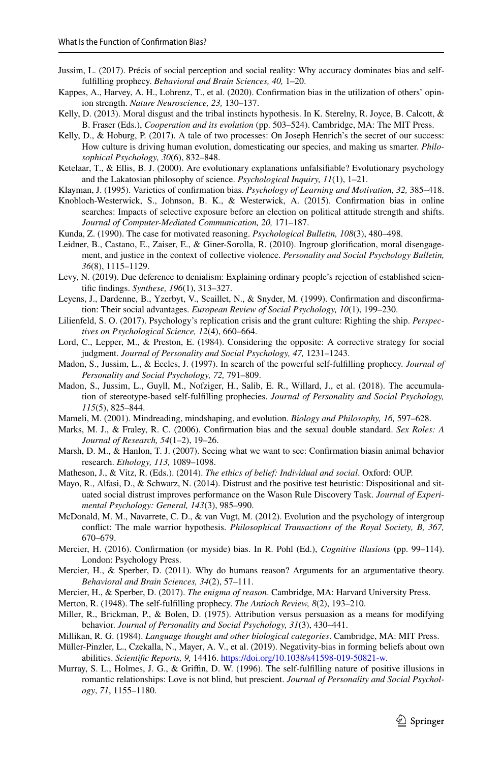Jussim, L. (2017). Précis of social perception and social reality: Why accuracy dominates bias and self-fulfilling prophecy. *Behavioral and Brain Sciences, 40,* 1–20.

Kappes, A., Harvey, A. H., Lohrenz, T., et al. (2020). Confirmation bias in the utilization of others' opinion strength. *Nature Neuroscience, 23,* 130–137.

Kelly, D. (2013). Moral disgust and the tribal instincts hypothesis. In K. Sterelny, R. Joyce, B. Calcott, & B. Fraser (Eds.), *Cooperation and its evolution* (pp. 503–524). Cambridge, MA: The MIT Press.

Kelly, D., & Hoburg, P. (2017). A tale of two processes: On Joseph Henrich's the secret of our success: How culture is driving human evolution, domesticating our species, and making us smarter. *Philosophical Psychology, 30*(6), 832–848.

Ketelaar, T., & Ellis, B. J. (2000). Are evolutionary explanations unfalsifiable? Evolutionary psychology and the Lakatosian philosophy of science. *Psychological Inquiry, 11*(1), 1–21.

Klayman, J. (1995). Varieties of confirmation bias. *Psychology of Learning and Motivation, 32,* 385–418.

Knobloch-Westerwick, S., Johnson, B. K., & Westerwick, A. (2015). Confirmation bias in online searches: Impacts of selective exposure before an election on political attitude strength and shifts. *Journal of Computer-Mediated Communication, 20,* 171–187.

Kunda, Z. (1990). The case for motivated reasoning. *Psychological Bulletin, 108*(3), 480–498.

Leidner, B., Castano, E., Zaiser, E., & Giner-Sorolla, R. (2010). Ingroup glorification, moral disengagement, and justice in the context of collective violence. *Personality and Social Psychology Bulletin, 36*(8), 1115–1129.

Levy, N. (2019). Due deference to denialism: Explaining ordinary people's rejection of established scientific findings. *Synthese, 196*(1), 313–327.

Leyens, J., Dardenne, B., Yzerbyt, V., Scaillet, N., & Snyder, M. (1999). Confirmation and disconfirmation: Their social advantages. *European Review of Social Psychology, 10*(1), 199–230.

Lilienfeld, S. O. (2017). Psychology's replication crisis and the grant culture: Righting the ship. *Perspectives on Psychological Science, 12*(4), 660–664.

Lord, C., Lepper, M., & Preston, E. (1984). Considering the opposite: A corrective strategy for social judgment. *Journal of Personality and Social Psychology, 47,* 1231–1243.

Madon, S., Jussim, L., & Eccles, J. (1997). In search of the powerful self-fulfilling prophecy. *Journal of Personality and Social Psychology, 72,* 791–809.

Madon, S., Jussim, L., Guyll, M., Nofziger, H., Salib, E. R., Willard, J., et al. (2018). The accumulation of stereotype-based self-fulfilling prophecies. *Journal of Personality and Social Psychology, 115*(5), 825–844.

Mameli, M. (2001). Mindreading, mindshaping, and evolution. *Biology and Philosophy, 16,* 597–628.

Marks, M. J., & Fraley, R. C. (2006). Confirmation bias and the sexual double standard. *Sex Roles: A Journal of Research, 54*(1–2), 19–26.

Marsh, D. M., & Hanlon, T. J. (2007). Seeing what we want to see: Confirmation biasin animal behavior research. *Ethology, 113,* 1089–1098.

Matheson, J., & Vitz, R. (Eds.). (2014). *The ethics of belief: Individual and social*. Oxford: OUP.

Mayo, R., Alfasi, D., & Schwarz, N. (2014). Distrust and the positive test heuristic: Dispositional and situated social distrust improves performance on the Wason Rule Discovery Task. *Journal of Experimental Psychology: General, 143*(3), 985–990.

McDonald, M. M., Navarrete, C. D., & van Vugt, M. (2012). Evolution and the psychology of intergroup conflict: The male warrior hypothesis. *Philosophical Transactions of the Royal Society, B, 367,* 670–679.

Mercier, H. (2016). Confirmation (or myside) bias. In R. Pohl (Ed.), *Cognitive illusions* (pp. 99–114). London: Psychology Press.

Mercier, H., & Sperber, D. (2011). Why do humans reason? Arguments for an argumentative theory. *Behavioral and Brain Sciences, 34*(2), 57–111.

Mercier, H., & Sperber, D. (2017). *The enigma of reason*. Cambridge, MA: Harvard University Press.

Merton, R. (1948). The self-fulfilling prophecy. *The Antioch Review, 8*(2), 193–210.

Miller, R., Brickman, P., & Bolen, D. (1975). Attribution versus persuasion as a means for modifying behavior. *Journal of Personality and Social Psychology, 31*(3), 430–441.

Millikan, R. G. (1984). *Language thought and other biological categories*. Cambridge, MA: MIT Press.

Müller-Pinzler, L., Czekalla, N., Mayer, A. V., et al. (2019). Negativity-bias in forming beliefs about own abilities. *Scientific Reports, 9,* 14416. https://doi.org/10.1038/s41598-019-50821-w.

Murray, S. L., Holmes, J. G., & Griffin, D. W. (1996). The self-fulfilling nature of positive illusions in romantic relationships: Love is not blind, but prescient. *Journal of Personality and Social Psychology*, *71*, 1155–1180.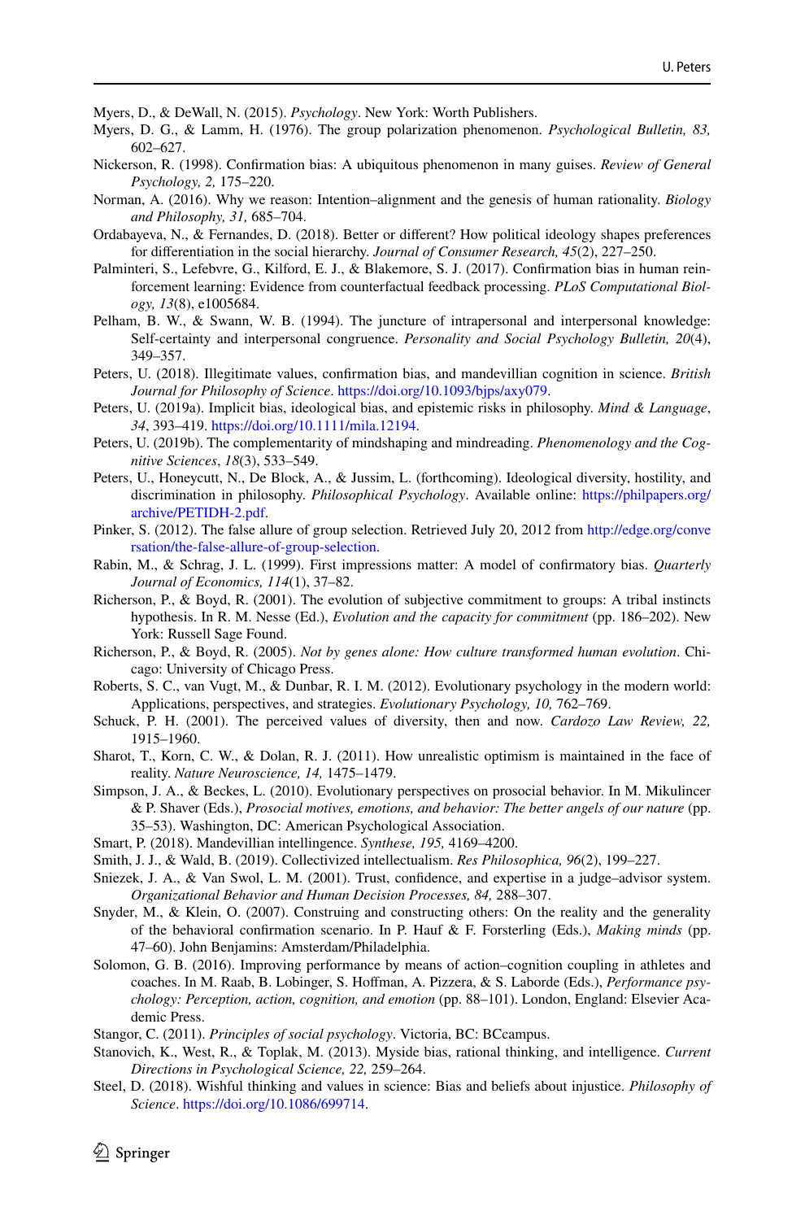Myers, D., & DeWall, N. (2015). *Psychology*. New York: Worth Publishers.

Myers, D. G., & Lamm, H. (1976). The group polarization phenomenon. *Psychological Bulletin, 83,* 602–627.

Nickerson, R. (1998). Confirmation bias: A ubiquitous phenomenon in many guises. *Review of General Psychology, 2,* 175–220.

Norman, A. (2016). Why we reason: Intention–alignment and the genesis of human rationality. *Biology and Philosophy, 31,* 685–704.

Ordabayeva, N., & Fernandes, D. (2018). Better or different? How political ideology shapes preferences for differentiation in the social hierarchy. *Journal of Consumer Research, 45*(2), 227–250.

Palminteri, S., Lefebvre, G., Kilford, E. J., & Blakemore, S. J. (2017). Confirmation bias in human reinforcement learning: Evidence from counterfactual feedback processing. *PLoS Computational Biology, 13*(8), e1005684.

Pelham, B. W., & Swann, W. B. (1994). The juncture of intrapersonal and interpersonal knowledge: Self-certainty and interpersonal congruence. *Personality and Social Psychology Bulletin, 20*(4), 349–357.

Peters, U. (2018). Illegitimate values, confirmation bias, and mandevillian cognition in science. *British Journal for Philosophy of Science*. https://doi.org/10.1093/bjps/axy079.

Peters, U. (2019a). Implicit bias, ideological bias, and epistemic risks in philosophy. *Mind & Language*, *34*, 393–419. https://doi.org/10.1111/mila.12194.

Peters, U. (2019b). The complementarity of mindshaping and mindreading. *Phenomenology and the Cognitive Sciences*, *18*(3), 533–549.

Peters, U., Honeycutt, N., De Block, A., & Jussim, L. (forthcoming). Ideological diversity, hostility, and discrimination in philosophy. *Philosophical Psychology*. Available online: https://philpapers.org/archive/PETIDH-2.pdf.

Pinker, S. (2012). The false allure of group selection. Retrieved July 20, 2012 from http://edge.org/conversation/the-false-allure-of-group-selection.

Rabin, M., & Schrag, J. L. (1999). First impressions matter: A model of confirmatory bias. *Quarterly Journal of Economics, 114*(1), 37–82.

Richerson, P., & Boyd, R. (2001). The evolution of subjective commitment to groups: A tribal instincts hypothesis. In R. M. Nesse (Ed.), *Evolution and the capacity for commitment* (pp. 186–202). New York: Russell Sage Found.

Richerson, P., & Boyd, R. (2005). *Not by genes alone: How culture transformed human evolution*. Chicago: University of Chicago Press.

Roberts, S. C., van Vugt, M., & Dunbar, R. I. M. (2012). Evolutionary psychology in the modern world: Applications, perspectives, and strategies. *Evolutionary Psychology, 10,* 762–769.

Schuck, P. H. (2001). The perceived values of diversity, then and now. *Cardozo Law Review, 22,* 1915–1960.

Sharot, T., Korn, C. W., & Dolan, R. J. (2011). How unrealistic optimism is maintained in the face of reality. *Nature Neuroscience, 14,* 1475–1479.

Simpson, J. A., & Beckes, L. (2010). Evolutionary perspectives on prosocial behavior. In M. Mikulincer & P. Shaver (Eds.), *Prosocial motives, emotions, and behavior: The better angels of our nature* (pp. 35–53). Washington, DC: American Psychological Association.

Smart, P. (2018). Mandevillian intellingence. *Synthese, 195,* 4169–4200.

Smith, J. J., & Wald, B. (2019). Collectivized intellectualism. *Res Philosophica, 96*(2), 199–227.

Sniezek, J. A., & Van Swol, L. M. (2001). Trust, confidence, and expertise in a judge–advisor system. *Organizational Behavior and Human Decision Processes, 84,* 288–307.

Snyder, M., & Klein, O. (2007). Construing and constructing others: On the reality and the generality of the behavioral confirmation scenario. In P. Hauf & F. Forsterling (Eds.), *Making minds* (pp. 47–60). John Benjamins: Amsterdam/Philadelphia.

Solomon, G. B. (2016). Improving performance by means of action–cognition coupling in athletes and coaches. In M. Raab, B. Lobinger, S. Hoffman, A. Pizzera, & S. Laborde (Eds.), *Performance psychology: Perception, action, cognition, and emotion* (pp. 88–101). London, England: Elsevier Academic Press.

Stangor, C. (2011). *Principles of social psychology*. Victoria, BC: BCcampus.

Stanovich, K., West, R., & Toplak, M. (2013). Myside bias, rational thinking, and intelligence. *Current Directions in Psychological Science, 22,* 259–264.

Steel, D. (2018). Wishful thinking and values in science: Bias and beliefs about injustice. *Philosophy of Science*. https://doi.org/10.1086/699714.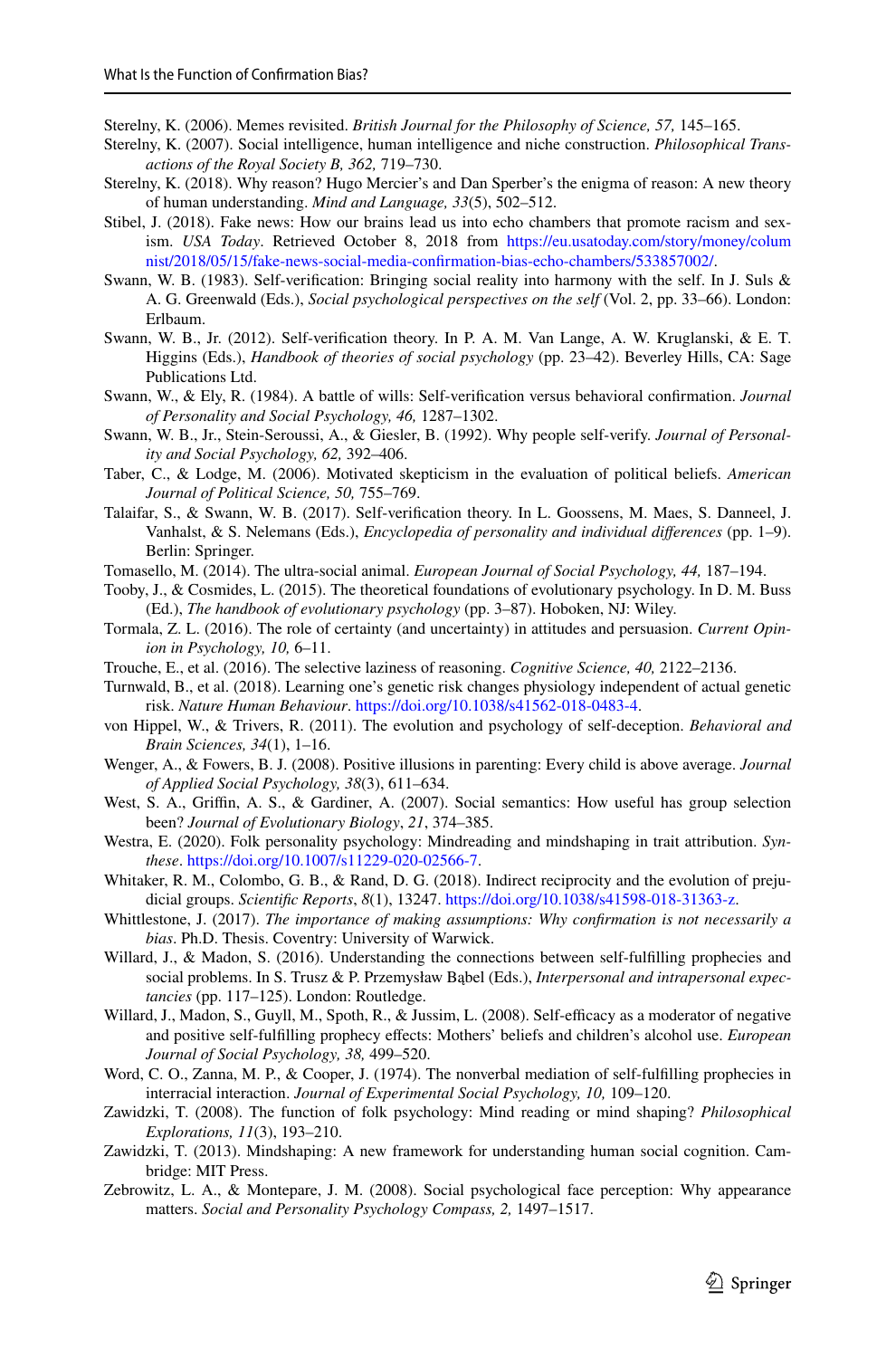Sterelny, K. (2006). Memes revisited. *British Journal for the Philosophy of Science, 57,* 145–165.

Sterelny, K. (2007). Social intelligence, human intelligence and niche construction. *Philosophical Transactions of the Royal Society B, 362,* 719–730.

Sterelny, K. (2018). Why reason? Hugo Mercier's and Dan Sperber's the enigma of reason: A new theory of human understanding. *Mind and Language, 33*(5), 502–512.

Stibel, J. (2018). Fake news: How our brains lead us into echo chambers that promote racism and sexism. *USA Today*. Retrieved October 8, 2018 from https://eu.usatoday.com/story/money/columnist/2018/05/15/fake-news-social-media-confirmation-bias-echo-chambers/533857002/.

Swann, W. B. (1983). Self-verification: Bringing social reality into harmony with the self. In J. Suls & A. G. Greenwald (Eds.), *Social psychological perspectives on the self* (Vol. 2, pp. 33–66). London: Erlbaum.

Swann, W. B., Jr. (2012). Self-verification theory. In P. A. M. Van Lange, A. W. Kruglanski, & E. T. Higgins (Eds.), *Handbook of theories of social psychology* (pp. 23–42). Beverley Hills, CA: Sage Publications Ltd.

Swann, W., & Ely, R. (1984). A battle of wills: Self-verification versus behavioral confirmation. *Journal of Personality and Social Psychology, 46,* 1287–1302.

Swann, W. B., Jr., Stein-Seroussi, A., & Giesler, B. (1992). Why people self-verify. *Journal of Personality and Social Psychology, 62,* 392–406.

Taber, C., & Lodge, M. (2006). Motivated skepticism in the evaluation of political beliefs. *American Journal of Political Science, 50,* 755–769.

Talaifar, S., & Swann, W. B. (2017). Self-verification theory. In L. Goossens, M. Maes, S. Danneel, J. Vanhalst, & S. Nelemans (Eds.), *Encyclopedia of personality and individual differences* (pp. 1–9). Berlin: Springer.

Tomasello, M. (2014). The ultra-social animal. *European Journal of Social Psychology, 44,* 187–194.

Tooby, J., & Cosmides, L. (2015). The theoretical foundations of evolutionary psychology. In D. M. Buss (Ed.), *The handbook of evolutionary psychology* (pp. 3–87). Hoboken, NJ: Wiley.

Tormala, Z. L. (2016). The role of certainty (and uncertainty) in attitudes and persuasion. *Current Opinion in Psychology, 10,* 6–11.

Trouche, E., et al. (2016). The selective laziness of reasoning. *Cognitive Science, 40,* 2122–2136.

Turnwald, B., et al. (2018). Learning one's genetic risk changes physiology independent of actual genetic risk. *Nature Human Behaviour*. https://doi.org/10.1038/s41562-018-0483-4.

von Hippel, W., & Trivers, R. (2011). The evolution and psychology of self-deception. *Behavioral and Brain Sciences, 34*(1), 1–16.

Wenger, A., & Fowers, B. J. (2008). Positive illusions in parenting: Every child is above average. *Journal of Applied Social Psychology, 38*(3), 611–634.

West, S. A., Griffin, A. S., & Gardiner, A. (2007). Social semantics: How useful has group selection been? *Journal of Evolutionary Biology*, *21*, 374–385.

Westra, E. (2020). Folk personality psychology: Mindreading and mindshaping in trait attribution. *Synthese*. https://doi.org/10.1007/s11229-020-02566-7.

Whitaker, R. M., Colombo, G. B., & Rand, D. G. (2018). Indirect reciprocity and the evolution of prejudicial groups. *Scientific Reports*, *8*(1), 13247. https://doi.org/10.1038/s41598-018-31363-z.

Whittlestone, J. (2017). *The importance of making assumptions: Why confirmation is not necessarily a bias*. Ph.D. Thesis. Coventry: University of Warwick.

Willard, J., & Madon, S. (2016). Understanding the connections between self-fulfilling prophecies and social problems. In S. Trusz & P. Przemysław Bąbel (Eds.), *Interpersonal and intrapersonal expectancies* (pp. 117–125). London: Routledge.

Willard, J., Madon, S., Guyll, M., Spoth, R., & Jussim, L. (2008). Self-efficacy as a moderator of negative and positive self-fulfilling prophecy effects: Mothers' beliefs and children's alcohol use. *European Journal of Social Psychology, 38,* 499–520.

Word, C. O., Zanna, M. P., & Cooper, J. (1974). The nonverbal mediation of self-fulfilling prophecies in interracial interaction. *Journal of Experimental Social Psychology, 10,* 109–120.

Zawidzki, T. (2008). The function of folk psychology: Mind reading or mind shaping? *Philosophical Explorations, 11*(3), 193–210.

Zawidzki, T. (2013). Mindshaping: A new framework for understanding human social cognition. Cambridge: MIT Press.

Zebrowitz, L. A., & Montepare, J. M. (2008). Social psychological face perception: Why appearance matters. *Social and Personality Psychology Compass, 2,* 1497–1517.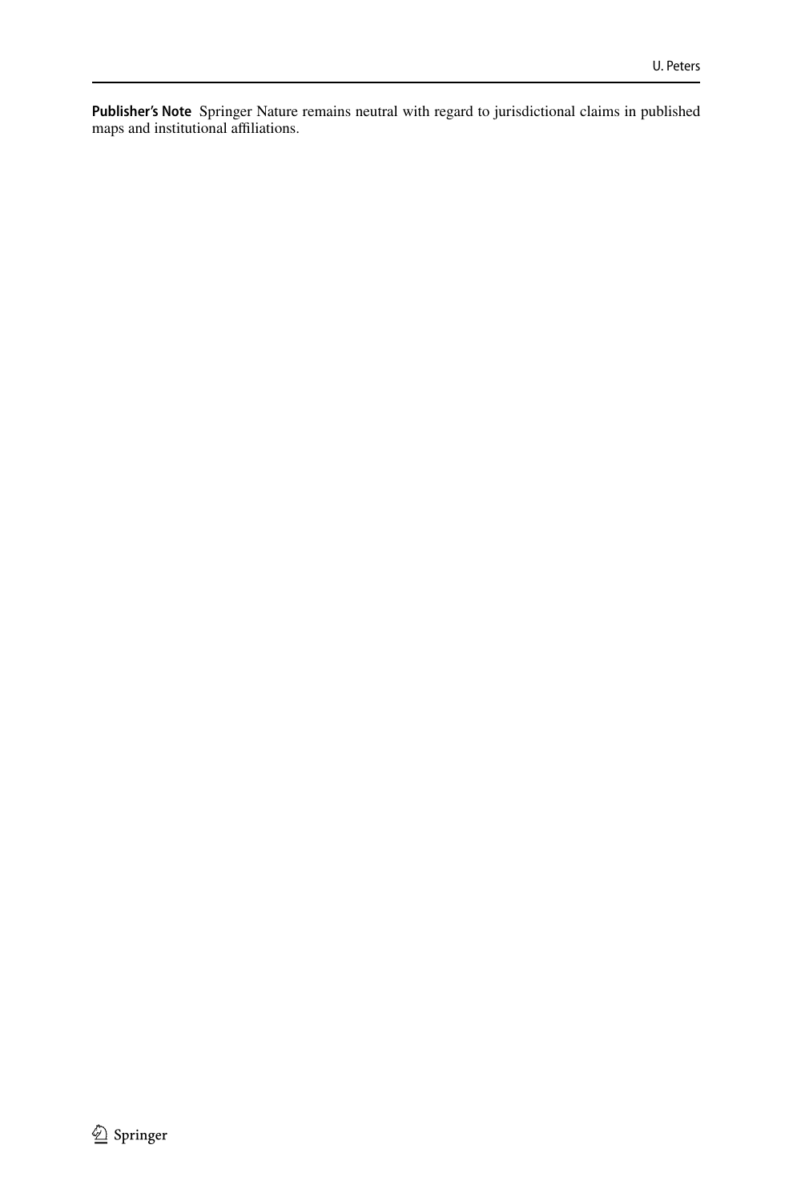**Publisher's Note** Springer Nature remains neutral with regard to jurisdictional claims in published maps and institutional affiliations.